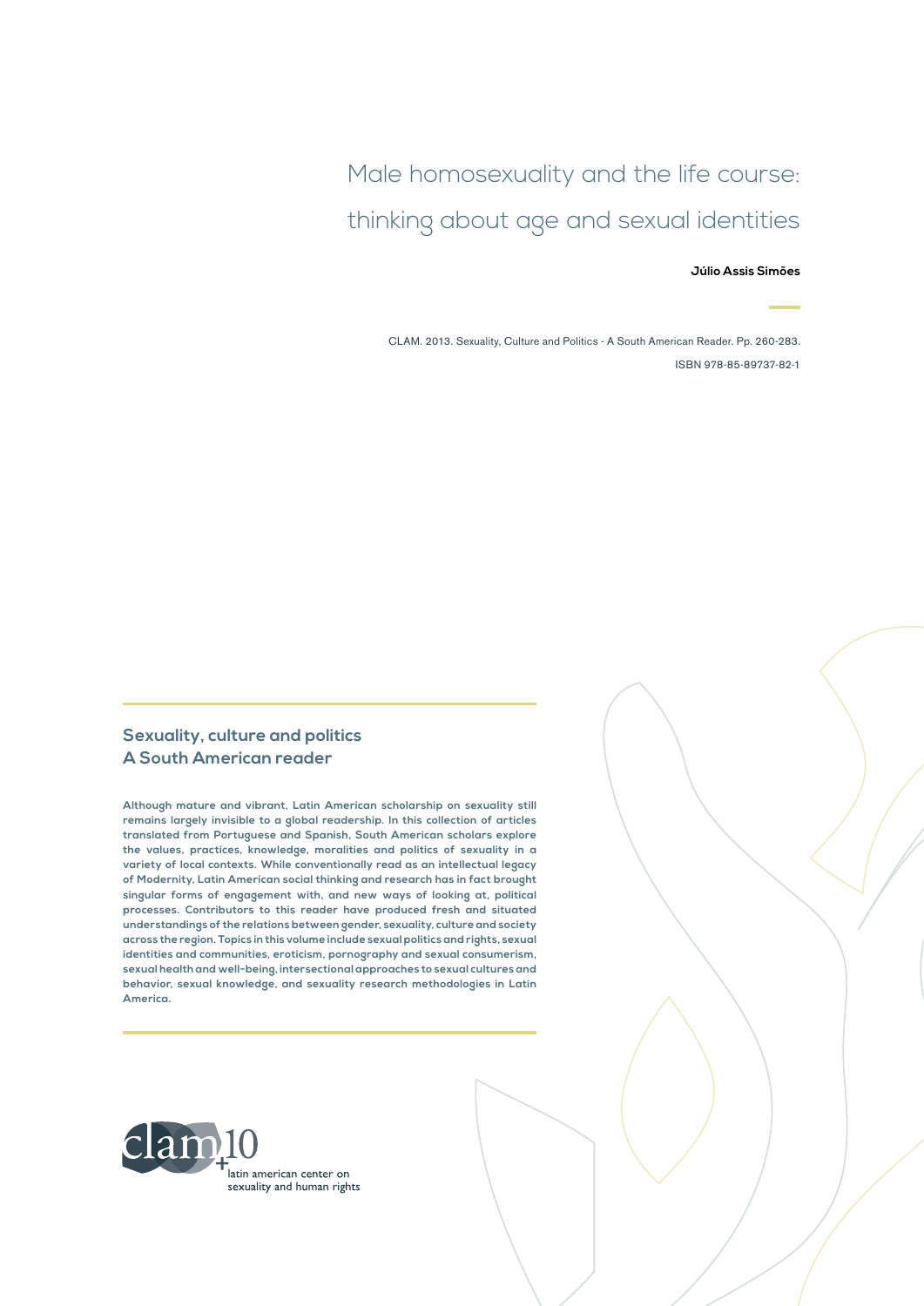# Male homosexuality and the life course: thinking about age and sexual identities

**Júlio Assis Simões**

CLAM. 2013. Sexuality, Culture and Politics - A South American Reader. Pp. 260-283.

ISBN 978-85-89737-82-1

## Sexuality, culture and politics
## A South American reader

**Although mature and vibrant, Latin American scholarship on sexuality still remains largely invisible to a global readership. In this collection of articles translated from Portuguese and Spanish, South American scholars explore the values, practices, knowledge, moralities and politics of sexuality in a variety of local contexts. While conventionally read as an intellectual legacy of Modernity, Latin American social thinking and research has in fact brought singular forms of engagement with, and new ways of looking at, political processes. Contributors to this reader have produced fresh and situated understandings of the relations between gender, sexuality, culture and society across the region. Topics in this volume include sexual politics and rights, sexual identities and communities, eroticism, pornography and sexual consumerism, sexual health and well-being, intersectional approaches to sexual cultures and behavior, sexual knowledge, and sexuality research methodologies in Latin America.**

clam+10

latin american center on sexuality and human rights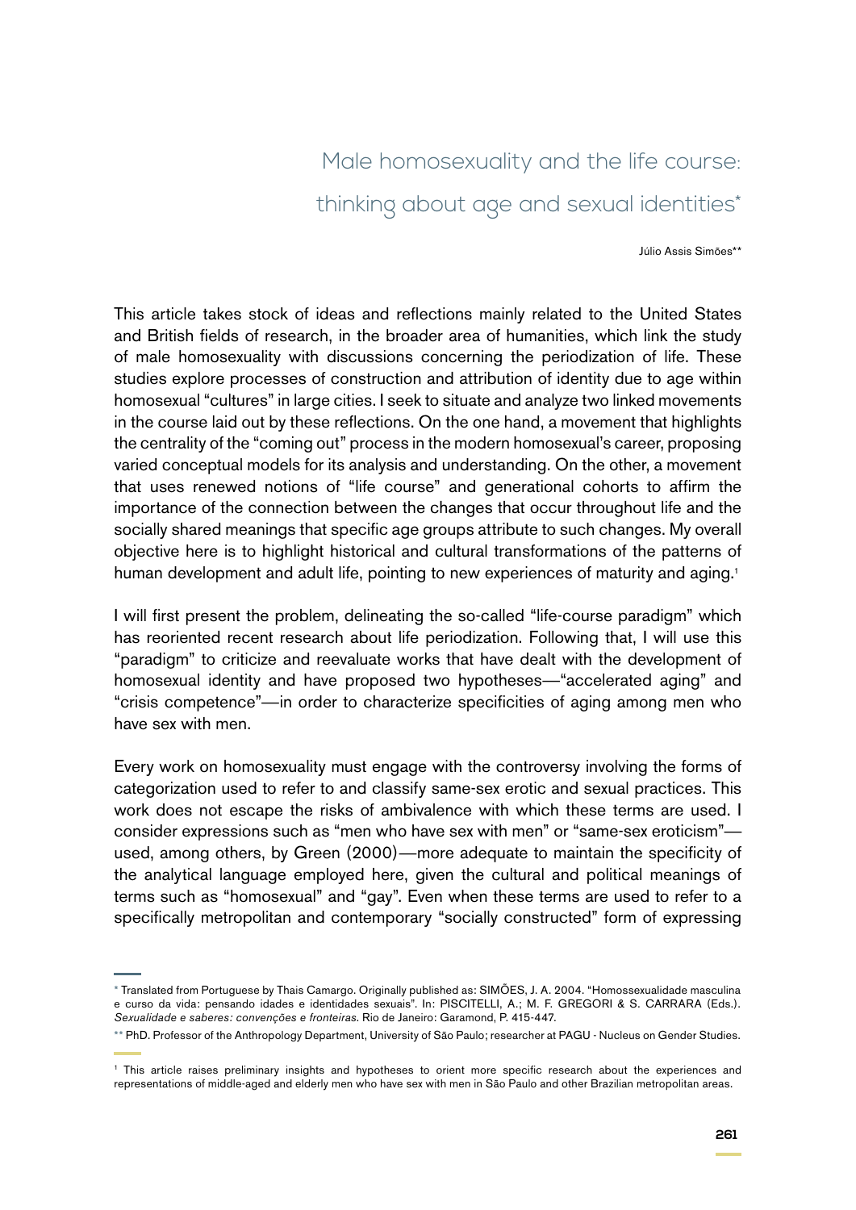# Male homosexuality and the life course: thinking about age and sexual identities*

Júlio Assis Simões**

This article takes stock of ideas and reflections mainly related to the United States and British fields of research, in the broader area of humanities, which link the study of male homosexuality with discussions concerning the periodization of life. These studies explore processes of construction and attribution of identity due to age within homosexual "cultures" in large cities. I seek to situate and analyze two linked movements in the course laid out by these reflections. On the one hand, a movement that highlights the centrality of the "coming out" process in the modern homosexual's career, proposing varied conceptual models for its analysis and understanding. On the other, a movement that uses renewed notions of "life course" and generational cohorts to affirm the importance of the connection between the changes that occur throughout life and the socially shared meanings that specific age groups attribute to such changes. My overall objective here is to highlight historical and cultural transformations of the patterns of human development and adult life, pointing to new experiences of maturity and aging.[1]

I will first present the problem, delineating the so-called "life-course paradigm" which has reoriented recent research about life periodization. Following that, I will use this "paradigm" to criticize and reevaluate works that have dealt with the development of homosexual identity and have proposed two hypotheses—"accelerated aging" and "crisis competence"—in order to characterize specificities of aging among men who have sex with men.

Every work on homosexuality must engage with the controversy involving the forms of categorization used to refer to and classify same-sex erotic and sexual practices. This work does not escape the risks of ambivalence with which these terms are used. I consider expressions such as "men who have sex with men" or "same-sex eroticism"—used, among others, by Green (2000)—more adequate to maintain the specificity of the analytical language employed here, given the cultural and political meanings of terms such as "homosexual" and "gay". Even when these terms are used to refer to a specifically metropolitan and contemporary "socially constructed" form of expressing

---

* Translated from Portuguese by Thais Camargo. Originally published as: SIMÕES, J. A. 2004. "Homossexualidade masculina e curso da vida: pensando idades e identidades sexuais". In: PISCITELLI, A.; M. F. GREGORI & S. CARRARA (Eds.). *Sexualidade e saberes: convenções e fronteiras.* Rio de Janeiro: Garamond, P. 415-447.

** PhD. Professor of the Anthropology Department, University of São Paulo; researcher at PAGU - Nucleus on Gender Studies.

[1] This article raises preliminary insights and hypotheses to orient more specific research about the experiences and representations of middle-aged and elderly men who have sex with men in São Paulo and other Brazilian metropolitan areas.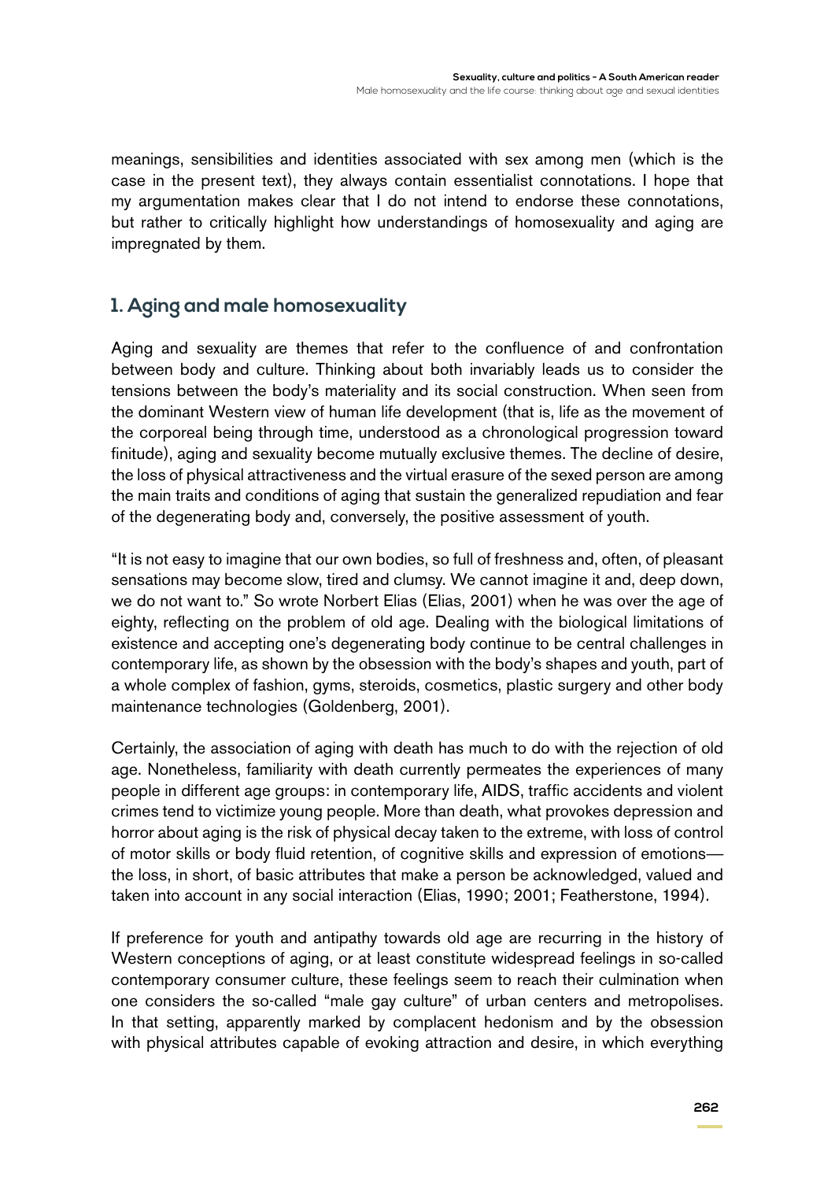meanings, sensibilities and identities associated with sex among men (which is the case in the present text), they always contain essentialist connotations. I hope that my argumentation makes clear that I do not intend to endorse these connotations, but rather to critically highlight how understandings of homosexuality and aging are impregnated by them.

## 1. Aging and male homosexuality

Aging and sexuality are themes that refer to the confluence of and confrontation between body and culture. Thinking about both invariably leads us to consider the tensions between the body's materiality and its social construction. When seen from the dominant Western view of human life development (that is, life as the movement of the corporeal being through time, understood as a chronological progression toward finitude), aging and sexuality become mutually exclusive themes. The decline of desire, the loss of physical attractiveness and the virtual erasure of the sexed person are among the main traits and conditions of aging that sustain the generalized repudiation and fear of the degenerating body and, conversely, the positive assessment of youth.

"It is not easy to imagine that our own bodies, so full of freshness and, often, of pleasant sensations may become slow, tired and clumsy. We cannot imagine it and, deep down, we do not want to." So wrote Norbert Elias (Elias, 2001) when he was over the age of eighty, reflecting on the problem of old age. Dealing with the biological limitations of existence and accepting one's degenerating body continue to be central challenges in contemporary life, as shown by the obsession with the body's shapes and youth, part of a whole complex of fashion, gyms, steroids, cosmetics, plastic surgery and other body maintenance technologies (Goldenberg, 2001).

Certainly, the association of aging with death has much to do with the rejection of old age. Nonetheless, familiarity with death currently permeates the experiences of many people in different age groups: in contemporary life, AIDS, traffic accidents and violent crimes tend to victimize young people. More than death, what provokes depression and horror about aging is the risk of physical decay taken to the extreme, with loss of control of motor skills or body fluid retention, of cognitive skills and expression of emotions—the loss, in short, of basic attributes that make a person be acknowledged, valued and taken into account in any social interaction (Elias, 1990; 2001; Featherstone, 1994).

If preference for youth and antipathy towards old age are recurring in the history of Western conceptions of aging, or at least constitute widespread feelings in so-called contemporary consumer culture, these feelings seem to reach their culmination when one considers the so-called "male gay culture" of urban centers and metropolises. In that setting, apparently marked by complacent hedonism and by the obsession with physical attributes capable of evoking attraction and desire, in which everything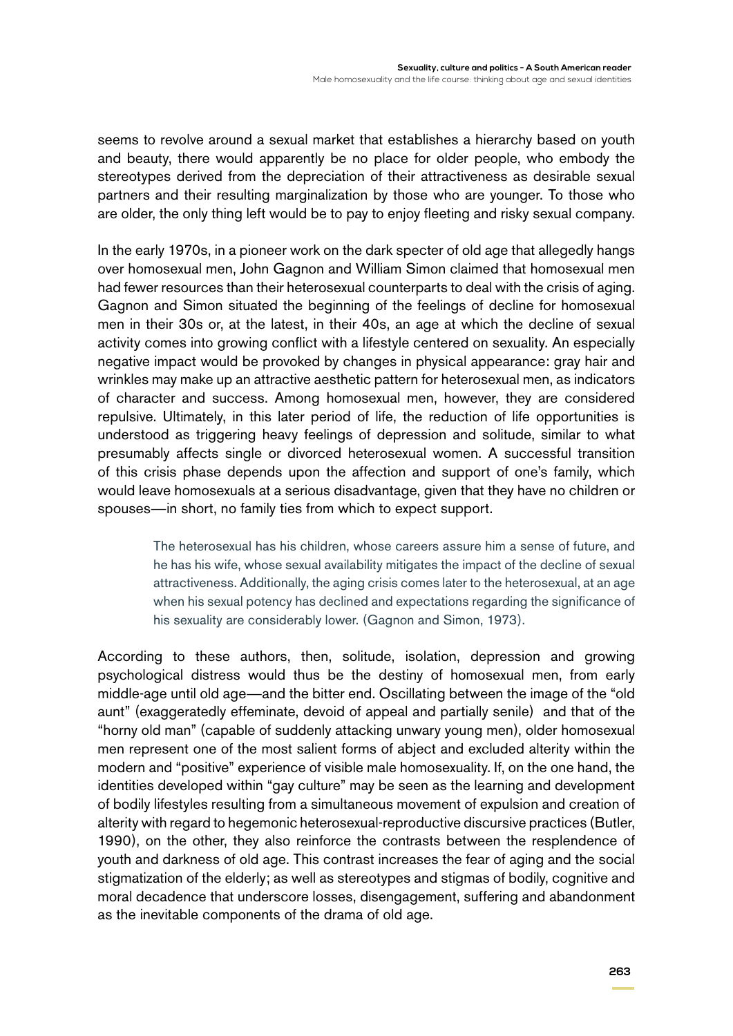seems to revolve around a sexual market that establishes a hierarchy based on youth and beauty, there would apparently be no place for older people, who embody the stereotypes derived from the depreciation of their attractiveness as desirable sexual partners and their resulting marginalization by those who are younger. To those who are older, the only thing left would be to pay to enjoy fleeting and risky sexual company.

In the early 1970s, in a pioneer work on the dark specter of old age that allegedly hangs over homosexual men, John Gagnon and William Simon claimed that homosexual men had fewer resources than their heterosexual counterparts to deal with the crisis of aging. Gagnon and Simon situated the beginning of the feelings of decline for homosexual men in their 30s or, at the latest, in their 40s, an age at which the decline of sexual activity comes into growing conflict with a lifestyle centered on sexuality. An especially negative impact would be provoked by changes in physical appearance: gray hair and wrinkles may make up an attractive aesthetic pattern for heterosexual men, as indicators of character and success. Among homosexual men, however, they are considered repulsive. Ultimately, in this later period of life, the reduction of life opportunities is understood as triggering heavy feelings of depression and solitude, similar to what presumably affects single or divorced heterosexual women. A successful transition of this crisis phase depends upon the affection and support of one's family, which would leave homosexuals at a serious disadvantage, given that they have no children or spouses—in short, no family ties from which to expect support.

> The heterosexual has his children, whose careers assure him a sense of future, and he has his wife, whose sexual availability mitigates the impact of the decline of sexual attractiveness. Additionally, the aging crisis comes later to the heterosexual, at an age when his sexual potency has declined and expectations regarding the significance of his sexuality are considerably lower. (Gagnon and Simon, 1973).

According to these authors, then, solitude, isolation, depression and growing psychological distress would thus be the destiny of homosexual men, from early middle-age until old age—and the bitter end. Oscillating between the image of the "old aunt" (exaggeratedly effeminate, devoid of appeal and partially senile) and that of the "horny old man" (capable of suddenly attacking unwary young men), older homosexual men represent one of the most salient forms of abject and excluded alterity within the modern and "positive" experience of visible male homosexuality. If, on the one hand, the identities developed within "gay culture" may be seen as the learning and development of bodily lifestyles resulting from a simultaneous movement of expulsion and creation of alterity with regard to hegemonic heterosexual-reproductive discursive practices (Butler, 1990), on the other, they also reinforce the contrasts between the resplendence of youth and darkness of old age. This contrast increases the fear of aging and the social stigmatization of the elderly; as well as stereotypes and stigmas of bodily, cognitive and moral decadence that underscore losses, disengagement, suffering and abandonment as the inevitable components of the drama of old age.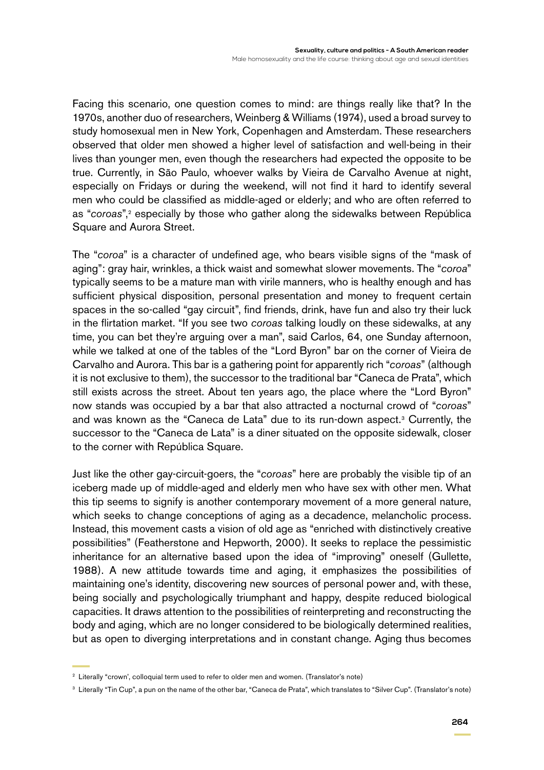Facing this scenario, one question comes to mind: are things really like that? In the 1970s, another duo of researchers, Weinberg & Williams (1974), used a broad survey to study homosexual men in New York, Copenhagen and Amsterdam. These researchers observed that older men showed a higher level of satisfaction and well-being in their lives than younger men, even though the researchers had expected the opposite to be true. Currently, in São Paulo, whoever walks by Vieira de Carvalho Avenue at night, especially on Fridays or during the weekend, will not find it hard to identify several men who could be classified as middle-aged or elderly; and who are often referred to as "*coroas*",[2] especially by those who gather along the sidewalks between República Square and Aurora Street.

The "*coroa*" is a character of undefined age, who bears visible signs of the "mask of aging": gray hair, wrinkles, a thick waist and somewhat slower movements. The "*coroa*" typically seems to be a mature man with virile manners, who is healthy enough and has sufficient physical disposition, personal presentation and money to frequent certain spaces in the so-called "gay circuit", find friends, drink, have fun and also try their luck in the flirtation market. "If you see two *coroas* talking loudly on these sidewalks, at any time, you can bet they're arguing over a man", said Carlos, 64, one Sunday afternoon, while we talked at one of the tables of the "Lord Byron" bar on the corner of Vieira de Carvalho and Aurora. This bar is a gathering point for apparently rich "*coroas*" (although it is not exclusive to them), the successor to the traditional bar "Caneca de Prata", which still exists across the street. About ten years ago, the place where the "Lord Byron" now stands was occupied by a bar that also attracted a nocturnal crowd of "*coroas*" and was known as the "Caneca de Lata" due to its run-down aspect.[3] Currently, the successor to the "Caneca de Lata" is a diner situated on the opposite sidewalk, closer to the corner with República Square.

Just like the other gay-circuit-goers, the "*coroas*" here are probably the visible tip of an iceberg made up of middle-aged and elderly men who have sex with other men. What this tip seems to signify is another contemporary movement of a more general nature, which seeks to change conceptions of aging as a decadence, melancholic process. Instead, this movement casts a vision of old age as "enriched with distinctively creative possibilities" (Featherstone and Hepworth, 2000). It seeks to replace the pessimistic inheritance for an alternative based upon the idea of "improving" oneself (Gullette, 1988). A new attitude towards time and aging, it emphasizes the possibilities of maintaining one's identity, discovering new sources of personal power and, with these, being socially and psychologically triumphant and happy, despite reduced biological capacities. It draws attention to the possibilities of reinterpreting and reconstructing the body and aging, which are no longer considered to be biologically determined realities, but as open to diverging interpretations and in constant change. Aging thus becomes

---

[2] Literally "crown', colloquial term used to refer to older men and women. (Translator's note)

[3] Literally "Tin Cup", a pun on the name of the other bar, "Caneca de Prata", which translates to "Silver Cup". (Translator's note)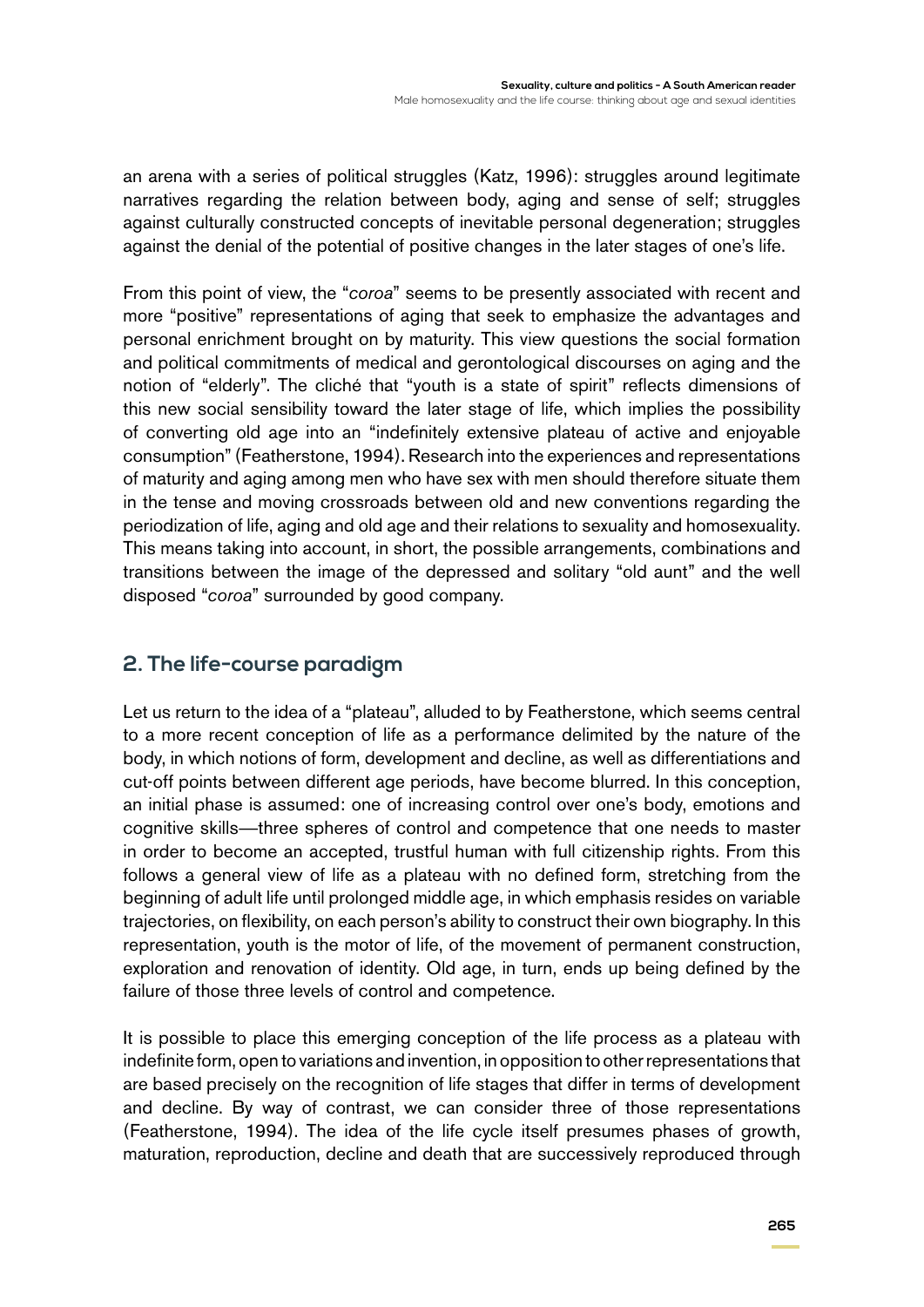an arena with a series of political struggles (Katz, 1996): struggles around legitimate narratives regarding the relation between body, aging and sense of self; struggles against culturally constructed concepts of inevitable personal degeneration; struggles against the denial of the potential of positive changes in the later stages of one's life.

From this point of view, the "*coroa*" seems to be presently associated with recent and more "positive" representations of aging that seek to emphasize the advantages and personal enrichment brought on by maturity. This view questions the social formation and political commitments of medical and gerontological discourses on aging and the notion of "elderly". The cliché that "youth is a state of spirit" reflects dimensions of this new social sensibility toward the later stage of life, which implies the possibility of converting old age into an "indefinitely extensive plateau of active and enjoyable consumption" (Featherstone, 1994). Research into the experiences and representations of maturity and aging among men who have sex with men should therefore situate them in the tense and moving crossroads between old and new conventions regarding the periodization of life, aging and old age and their relations to sexuality and homosexuality. This means taking into account, in short, the possible arrangements, combinations and transitions between the image of the depressed and solitary "old aunt" and the well disposed "*coroa*" surrounded by good company.

## 2. The life-course paradigm

Let us return to the idea of a "plateau", alluded to by Featherstone, which seems central to a more recent conception of life as a performance delimited by the nature of the body, in which notions of form, development and decline, as well as differentiations and cut-off points between different age periods, have become blurred. In this conception, an initial phase is assumed: one of increasing control over one's body, emotions and cognitive skills—three spheres of control and competence that one needs to master in order to become an accepted, trustful human with full citizenship rights. From this follows a general view of life as a plateau with no defined form, stretching from the beginning of adult life until prolonged middle age, in which emphasis resides on variable trajectories, on flexibility, on each person's ability to construct their own biography. In this representation, youth is the motor of life, of the movement of permanent construction, exploration and renovation of identity. Old age, in turn, ends up being defined by the failure of those three levels of control and competence.

It is possible to place this emerging conception of the life process as a plateau with indefinite form, open to variations and invention, in opposition to other representations that are based precisely on the recognition of life stages that differ in terms of development and decline. By way of contrast, we can consider three of those representations (Featherstone, 1994). The idea of the life cycle itself presumes phases of growth, maturation, reproduction, decline and death that are successively reproduced through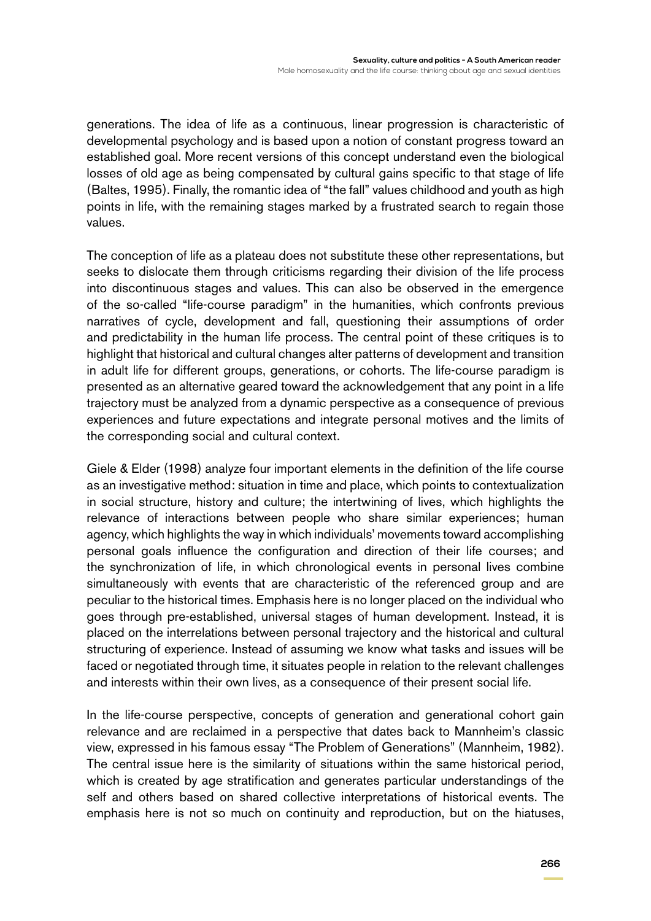generations. The idea of life as a continuous, linear progression is characteristic of developmental psychology and is based upon a notion of constant progress toward an established goal. More recent versions of this concept understand even the biological losses of old age as being compensated by cultural gains specific to that stage of life (Baltes, 1995). Finally, the romantic idea of "the fall" values childhood and youth as high points in life, with the remaining stages marked by a frustrated search to regain those values.

The conception of life as a plateau does not substitute these other representations, but seeks to dislocate them through criticisms regarding their division of the life process into discontinuous stages and values. This can also be observed in the emergence of the so-called "life-course paradigm" in the humanities, which confronts previous narratives of cycle, development and fall, questioning their assumptions of order and predictability in the human life process. The central point of these critiques is to highlight that historical and cultural changes alter patterns of development and transition in adult life for different groups, generations, or cohorts. The life-course paradigm is presented as an alternative geared toward the acknowledgement that any point in a life trajectory must be analyzed from a dynamic perspective as a consequence of previous experiences and future expectations and integrate personal motives and the limits of the corresponding social and cultural context.

Giele & Elder (1998) analyze four important elements in the definition of the life course as an investigative method: situation in time and place, which points to contextualization in social structure, history and culture; the intertwining of lives, which highlights the relevance of interactions between people who share similar experiences; human agency, which highlights the way in which individuals' movements toward accomplishing personal goals influence the configuration and direction of their life courses; and the synchronization of life, in which chronological events in personal lives combine simultaneously with events that are characteristic of the referenced group and are peculiar to the historical times. Emphasis here is no longer placed on the individual who goes through pre-established, universal stages of human development. Instead, it is placed on the interrelations between personal trajectory and the historical and cultural structuring of experience. Instead of assuming we know what tasks and issues will be faced or negotiated through time, it situates people in relation to the relevant challenges and interests within their own lives, as a consequence of their present social life.

In the life-course perspective, concepts of generation and generational cohort gain relevance and are reclaimed in a perspective that dates back to Mannheim's classic view, expressed in his famous essay "The Problem of Generations" (Mannheim, 1982). The central issue here is the similarity of situations within the same historical period, which is created by age stratification and generates particular understandings of the self and others based on shared collective interpretations of historical events. The emphasis here is not so much on continuity and reproduction, but on the hiatuses,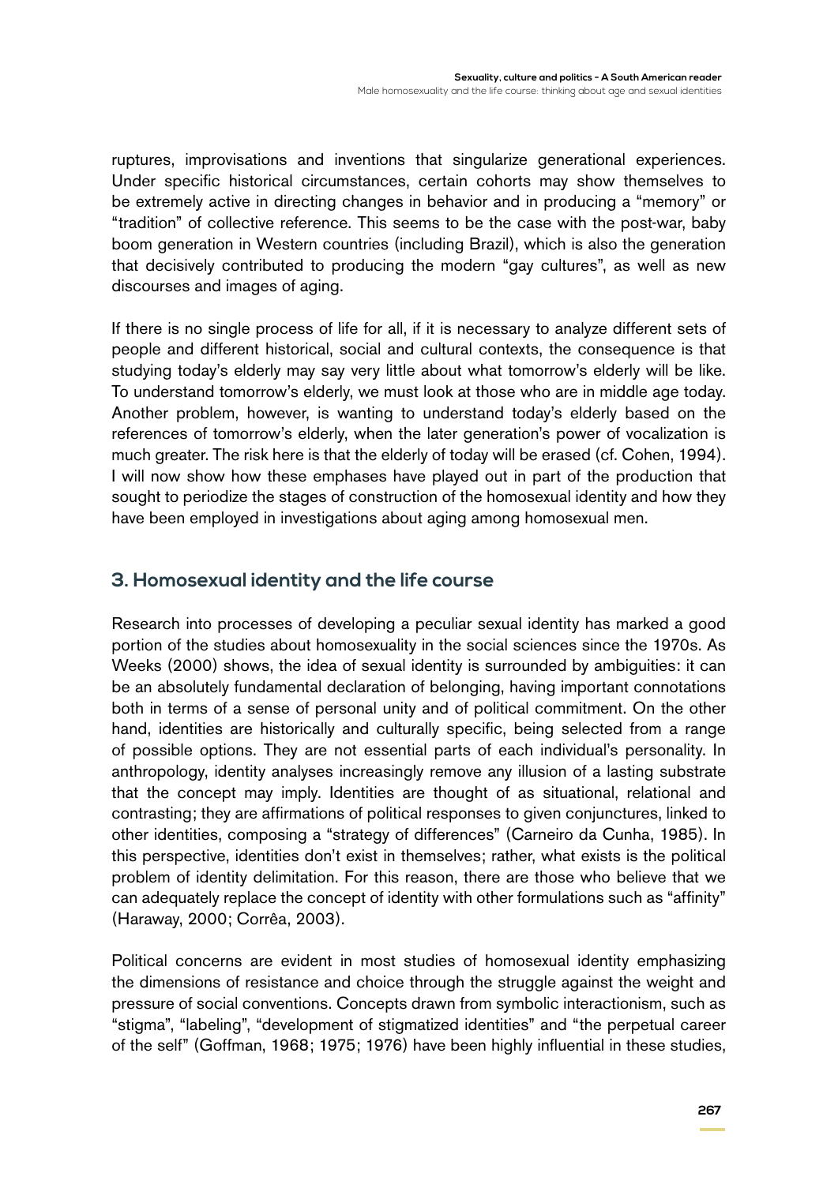ruptures, improvisations and inventions that singularize generational experiences. Under specific historical circumstances, certain cohorts may show themselves to be extremely active in directing changes in behavior and in producing a "memory" or "tradition" of collective reference. This seems to be the case with the post-war, baby boom generation in Western countries (including Brazil), which is also the generation that decisively contributed to producing the modern "gay cultures", as well as new discourses and images of aging.

If there is no single process of life for all, if it is necessary to analyze different sets of people and different historical, social and cultural contexts, the consequence is that studying today's elderly may say very little about what tomorrow's elderly will be like. To understand tomorrow's elderly, we must look at those who are in middle age today. Another problem, however, is wanting to understand today's elderly based on the references of tomorrow's elderly, when the later generation's power of vocalization is much greater. The risk here is that the elderly of today will be erased (cf. Cohen, 1994). I will now show how these emphases have played out in part of the production that sought to periodize the stages of construction of the homosexual identity and how they have been employed in investigations about aging among homosexual men.

## 3. Homosexual identity and the life course

Research into processes of developing a peculiar sexual identity has marked a good portion of the studies about homosexuality in the social sciences since the 1970s. As Weeks (2000) shows, the idea of sexual identity is surrounded by ambiguities: it can be an absolutely fundamental declaration of belonging, having important connotations both in terms of a sense of personal unity and of political commitment. On the other hand, identities are historically and culturally specific, being selected from a range of possible options. They are not essential parts of each individual's personality. In anthropology, identity analyses increasingly remove any illusion of a lasting substrate that the concept may imply. Identities are thought of as situational, relational and contrasting; they are affirmations of political responses to given conjunctures, linked to other identities, composing a "strategy of differences" (Carneiro da Cunha, 1985). In this perspective, identities don't exist in themselves; rather, what exists is the political problem of identity delimitation. For this reason, there are those who believe that we can adequately replace the concept of identity with other formulations such as "affinity" (Haraway, 2000; Corrêa, 2003).

Political concerns are evident in most studies of homosexual identity emphasizing the dimensions of resistance and choice through the struggle against the weight and pressure of social conventions. Concepts drawn from symbolic interactionism, such as "stigma", "labeling", "development of stigmatized identities" and "the perpetual career of the self" (Goffman, 1968; 1975; 1976) have been highly influential in these studies,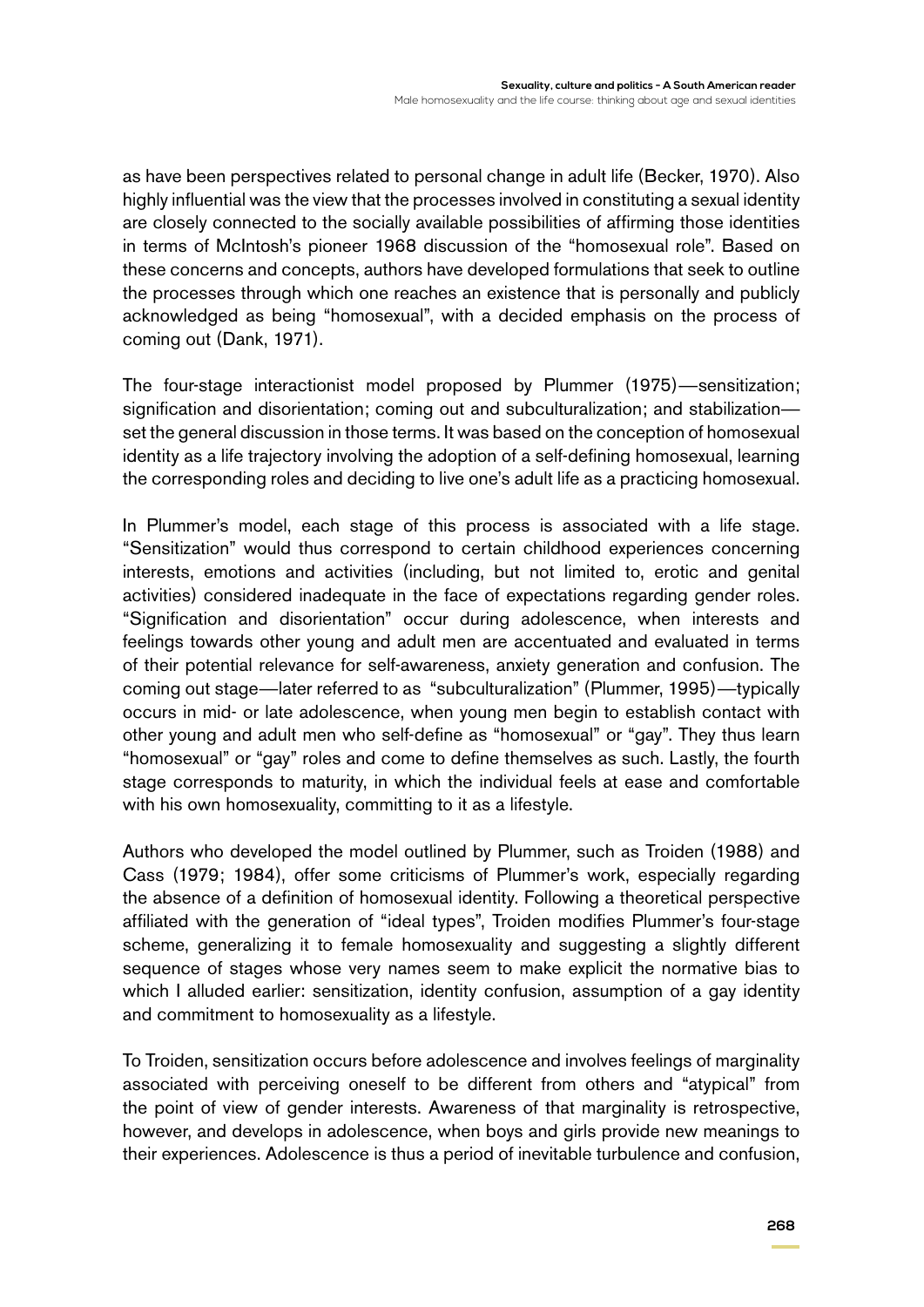as have been perspectives related to personal change in adult life (Becker, 1970). Also highly influential was the view that the processes involved in constituting a sexual identity are closely connected to the socially available possibilities of affirming those identities in terms of McIntosh's pioneer 1968 discussion of the "homosexual role". Based on these concerns and concepts, authors have developed formulations that seek to outline the processes through which one reaches an existence that is personally and publicly acknowledged as being "homosexual", with a decided emphasis on the process of coming out (Dank, 1971).

The four-stage interactionist model proposed by Plummer (1975)—sensitization; signification and disorientation; coming out and subculturalization; and stabilization—set the general discussion in those terms. It was based on the conception of homosexual identity as a life trajectory involving the adoption of a self-defining homosexual, learning the corresponding roles and deciding to live one's adult life as a practicing homosexual.

In Plummer's model, each stage of this process is associated with a life stage. "Sensitization" would thus correspond to certain childhood experiences concerning interests, emotions and activities (including, but not limited to, erotic and genital activities) considered inadequate in the face of expectations regarding gender roles. "Signification and disorientation" occur during adolescence, when interests and feelings towards other young and adult men are accentuated and evaluated in terms of their potential relevance for self-awareness, anxiety generation and confusion. The coming out stage—later referred to as "subculturalization" (Plummer, 1995)—typically occurs in mid- or late adolescence, when young men begin to establish contact with other young and adult men who self-define as "homosexual" or "gay". They thus learn "homosexual" or "gay" roles and come to define themselves as such. Lastly, the fourth stage corresponds to maturity, in which the individual feels at ease and comfortable with his own homosexuality, committing to it as a lifestyle.

Authors who developed the model outlined by Plummer, such as Troiden (1988) and Cass (1979; 1984), offer some criticisms of Plummer's work, especially regarding the absence of a definition of homosexual identity. Following a theoretical perspective affiliated with the generation of "ideal types", Troiden modifies Plummer's four-stage scheme, generalizing it to female homosexuality and suggesting a slightly different sequence of stages whose very names seem to make explicit the normative bias to which I alluded earlier: sensitization, identity confusion, assumption of a gay identity and commitment to homosexuality as a lifestyle.

To Troiden, sensitization occurs before adolescence and involves feelings of marginality associated with perceiving oneself to be different from others and "atypical" from the point of view of gender interests. Awareness of that marginality is retrospective, however, and develops in adolescence, when boys and girls provide new meanings to their experiences. Adolescence is thus a period of inevitable turbulence and confusion,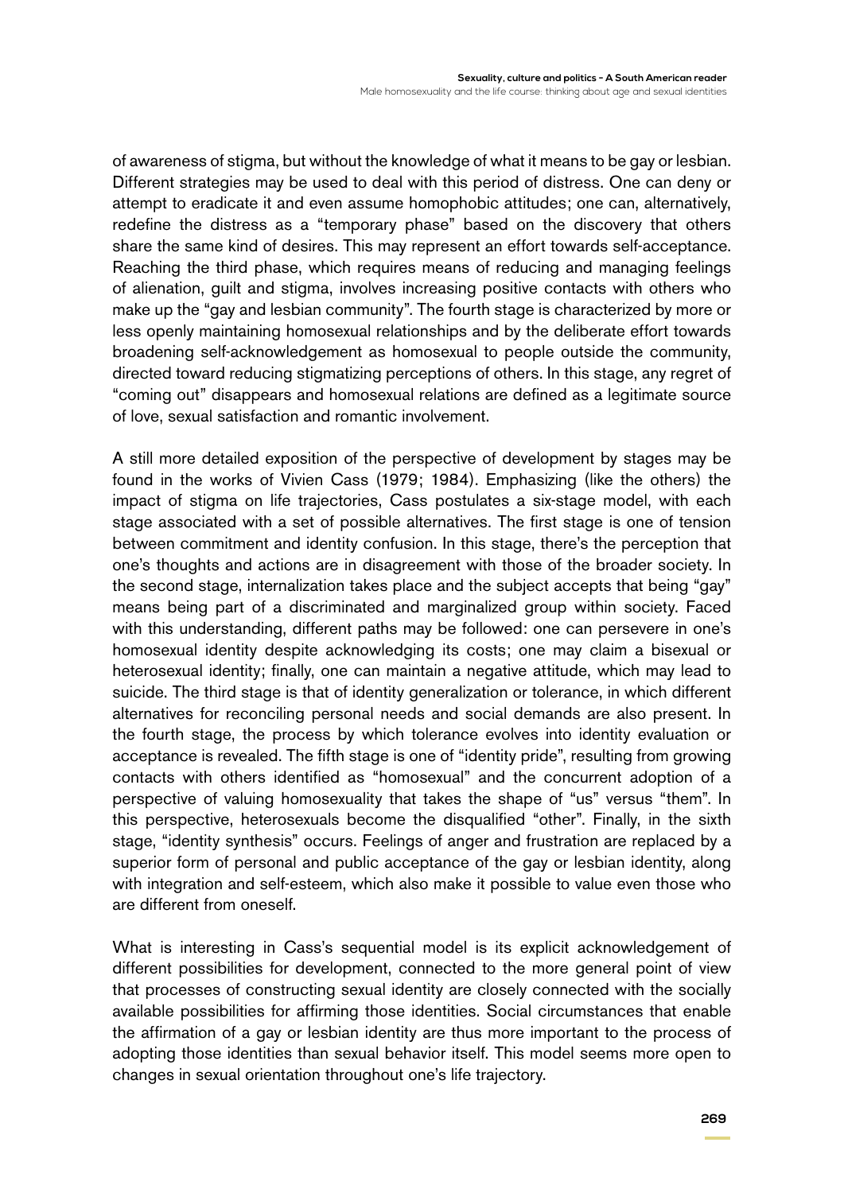of awareness of stigma, but without the knowledge of what it means to be gay or lesbian. Different strategies may be used to deal with this period of distress. One can deny or attempt to eradicate it and even assume homophobic attitudes; one can, alternatively, redefine the distress as a "temporary phase" based on the discovery that others share the same kind of desires. This may represent an effort towards self-acceptance. Reaching the third phase, which requires means of reducing and managing feelings of alienation, guilt and stigma, involves increasing positive contacts with others who make up the "gay and lesbian community". The fourth stage is characterized by more or less openly maintaining homosexual relationships and by the deliberate effort towards broadening self-acknowledgement as homosexual to people outside the community, directed toward reducing stigmatizing perceptions of others. In this stage, any regret of "coming out" disappears and homosexual relations are defined as a legitimate source of love, sexual satisfaction and romantic involvement.

A still more detailed exposition of the perspective of development by stages may be found in the works of Vivien Cass (1979; 1984). Emphasizing (like the others) the impact of stigma on life trajectories, Cass postulates a six-stage model, with each stage associated with a set of possible alternatives. The first stage is one of tension between commitment and identity confusion. In this stage, there's the perception that one's thoughts and actions are in disagreement with those of the broader society. In the second stage, internalization takes place and the subject accepts that being "gay" means being part of a discriminated and marginalized group within society. Faced with this understanding, different paths may be followed: one can persevere in one's homosexual identity despite acknowledging its costs; one may claim a bisexual or heterosexual identity; finally, one can maintain a negative attitude, which may lead to suicide. The third stage is that of identity generalization or tolerance, in which different alternatives for reconciling personal needs and social demands are also present. In the fourth stage, the process by which tolerance evolves into identity evaluation or acceptance is revealed. The fifth stage is one of "identity pride", resulting from growing contacts with others identified as "homosexual" and the concurrent adoption of a perspective of valuing homosexuality that takes the shape of "us" versus "them". In this perspective, heterosexuals become the disqualified "other". Finally, in the sixth stage, "identity synthesis" occurs. Feelings of anger and frustration are replaced by a superior form of personal and public acceptance of the gay or lesbian identity, along with integration and self-esteem, which also make it possible to value even those who are different from oneself.

What is interesting in Cass's sequential model is its explicit acknowledgement of different possibilities for development, connected to the more general point of view that processes of constructing sexual identity are closely connected with the socially available possibilities for affirming those identities. Social circumstances that enable the affirmation of a gay or lesbian identity are thus more important to the process of adopting those identities than sexual behavior itself. This model seems more open to changes in sexual orientation throughout one's life trajectory.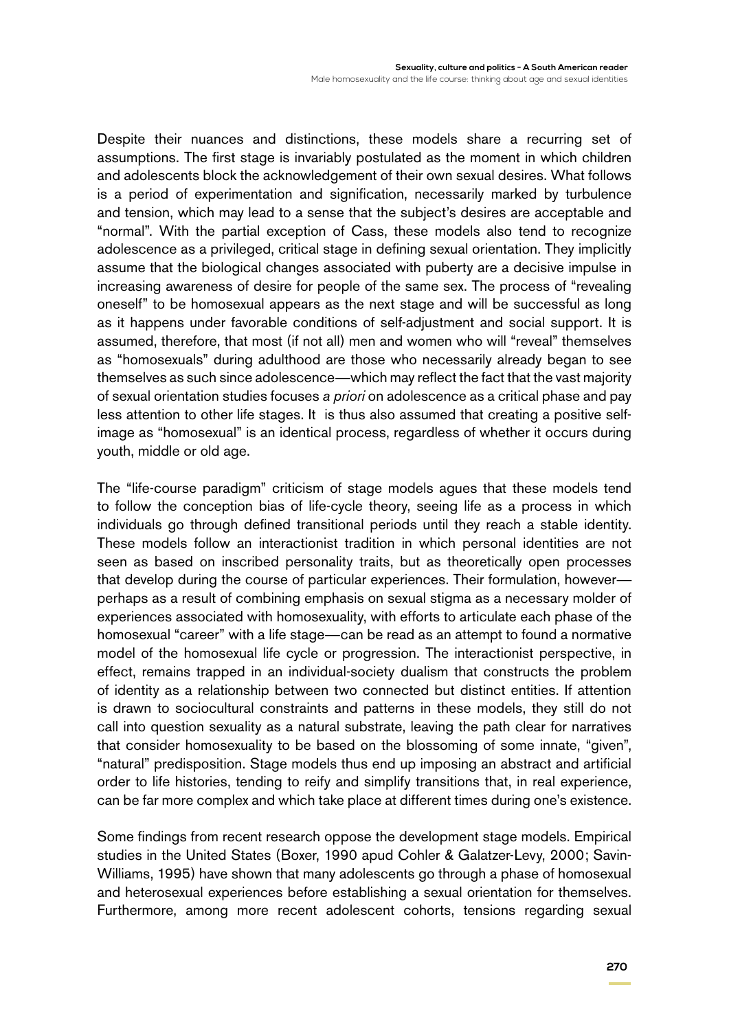Despite their nuances and distinctions, these models share a recurring set of assumptions. The first stage is invariably postulated as the moment in which children and adolescents block the acknowledgement of their own sexual desires. What follows is a period of experimentation and signification, necessarily marked by turbulence and tension, which may lead to a sense that the subject's desires are acceptable and "normal". With the partial exception of Cass, these models also tend to recognize adolescence as a privileged, critical stage in defining sexual orientation. They implicitly assume that the biological changes associated with puberty are a decisive impulse in increasing awareness of desire for people of the same sex. The process of "revealing oneself" to be homosexual appears as the next stage and will be successful as long as it happens under favorable conditions of self-adjustment and social support. It is assumed, therefore, that most (if not all) men and women who will "reveal" themselves as "homosexuals" during adulthood are those who necessarily already began to see themselves as such since adolescence—which may reflect the fact that the vast majority of sexual orientation studies focuses *a priori* on adolescence as a critical phase and pay less attention to other life stages. It is thus also assumed that creating a positive self-image as "homosexual" is an identical process, regardless of whether it occurs during youth, middle or old age.

The "life-course paradigm" criticism of stage models agues that these models tend to follow the conception bias of life-cycle theory, seeing life as a process in which individuals go through defined transitional periods until they reach a stable identity. These models follow an interactionist tradition in which personal identities are not seen as based on inscribed personality traits, but as theoretically open processes that develop during the course of particular experiences. Their formulation, however—perhaps as a result of combining emphasis on sexual stigma as a necessary molder of experiences associated with homosexuality, with efforts to articulate each phase of the homosexual "career" with a life stage—can be read as an attempt to found a normative model of the homosexual life cycle or progression. The interactionist perspective, in effect, remains trapped in an individual-society dualism that constructs the problem of identity as a relationship between two connected but distinct entities. If attention is drawn to sociocultural constraints and patterns in these models, they still do not call into question sexuality as a natural substrate, leaving the path clear for narratives that consider homosexuality to be based on the blossoming of some innate, "given", "natural" predisposition. Stage models thus end up imposing an abstract and artificial order to life histories, tending to reify and simplify transitions that, in real experience, can be far more complex and which take place at different times during one's existence.

Some findings from recent research oppose the development stage models. Empirical studies in the United States (Boxer, 1990 apud Cohler & Galatzer-Levy, 2000; Savin-Williams, 1995) have shown that many adolescents go through a phase of homosexual and heterosexual experiences before establishing a sexual orientation for themselves. Furthermore, among more recent adolescent cohorts, tensions regarding sexual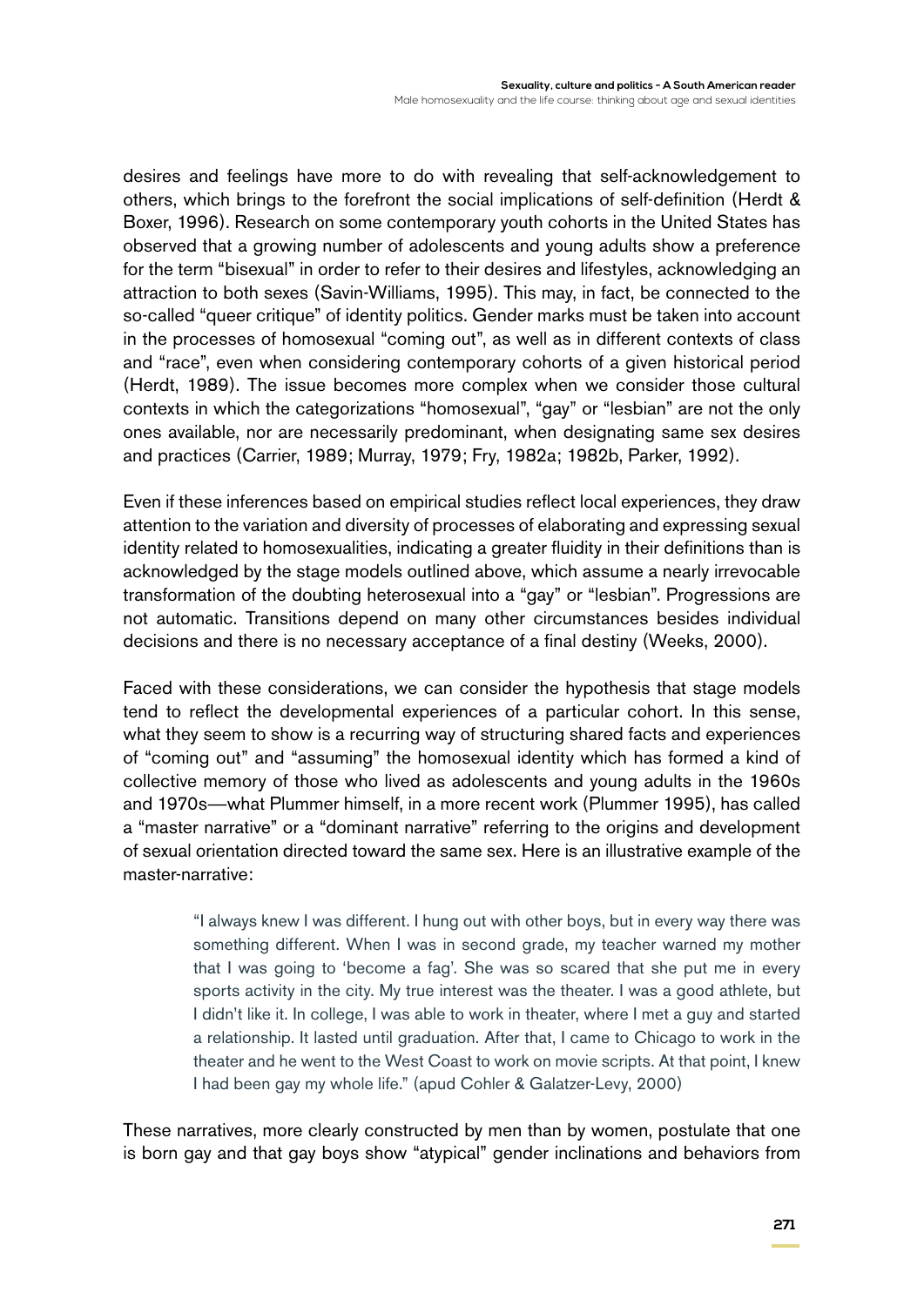desires and feelings have more to do with revealing that self-acknowledgement to others, which brings to the forefront the social implications of self-definition (Herdt & Boxer, 1996). Research on some contemporary youth cohorts in the United States has observed that a growing number of adolescents and young adults show a preference for the term "bisexual" in order to refer to their desires and lifestyles, acknowledging an attraction to both sexes (Savin-Williams, 1995). This may, in fact, be connected to the so-called "queer critique" of identity politics. Gender marks must be taken into account in the processes of homosexual "coming out", as well as in different contexts of class and "race", even when considering contemporary cohorts of a given historical period (Herdt, 1989). The issue becomes more complex when we consider those cultural contexts in which the categorizations "homosexual", "gay" or "lesbian" are not the only ones available, nor are necessarily predominant, when designating same sex desires and practices (Carrier, 1989; Murray, 1979; Fry, 1982a; 1982b, Parker, 1992).

Even if these inferences based on empirical studies reflect local experiences, they draw attention to the variation and diversity of processes of elaborating and expressing sexual identity related to homosexualities, indicating a greater fluidity in their definitions than is acknowledged by the stage models outlined above, which assume a nearly irrevocable transformation of the doubting heterosexual into a "gay" or "lesbian". Progressions are not automatic. Transitions depend on many other circumstances besides individual decisions and there is no necessary acceptance of a final destiny (Weeks, 2000).

Faced with these considerations, we can consider the hypothesis that stage models tend to reflect the developmental experiences of a particular cohort. In this sense, what they seem to show is a recurring way of structuring shared facts and experiences of "coming out" and "assuming" the homosexual identity which has formed a kind of collective memory of those who lived as adolescents and young adults in the 1960s and 1970s—what Plummer himself, in a more recent work (Plummer 1995), has called a "master narrative" or a "dominant narrative" referring to the origins and development of sexual orientation directed toward the same sex. Here is an illustrative example of the master-narrative:

> "I always knew I was different. I hung out with other boys, but in every way there was something different. When I was in second grade, my teacher warned my mother that I was going to 'become a fag'. She was so scared that she put me in every sports activity in the city. My true interest was the theater. I was a good athlete, but I didn't like it. In college, I was able to work in theater, where I met a guy and started a relationship. It lasted until graduation. After that, I came to Chicago to work in the theater and he went to the West Coast to work on movie scripts. At that point, I knew I had been gay my whole life." (apud Cohler & Galatzer-Levy, 2000)

These narratives, more clearly constructed by men than by women, postulate that one is born gay and that gay boys show "atypical" gender inclinations and behaviors from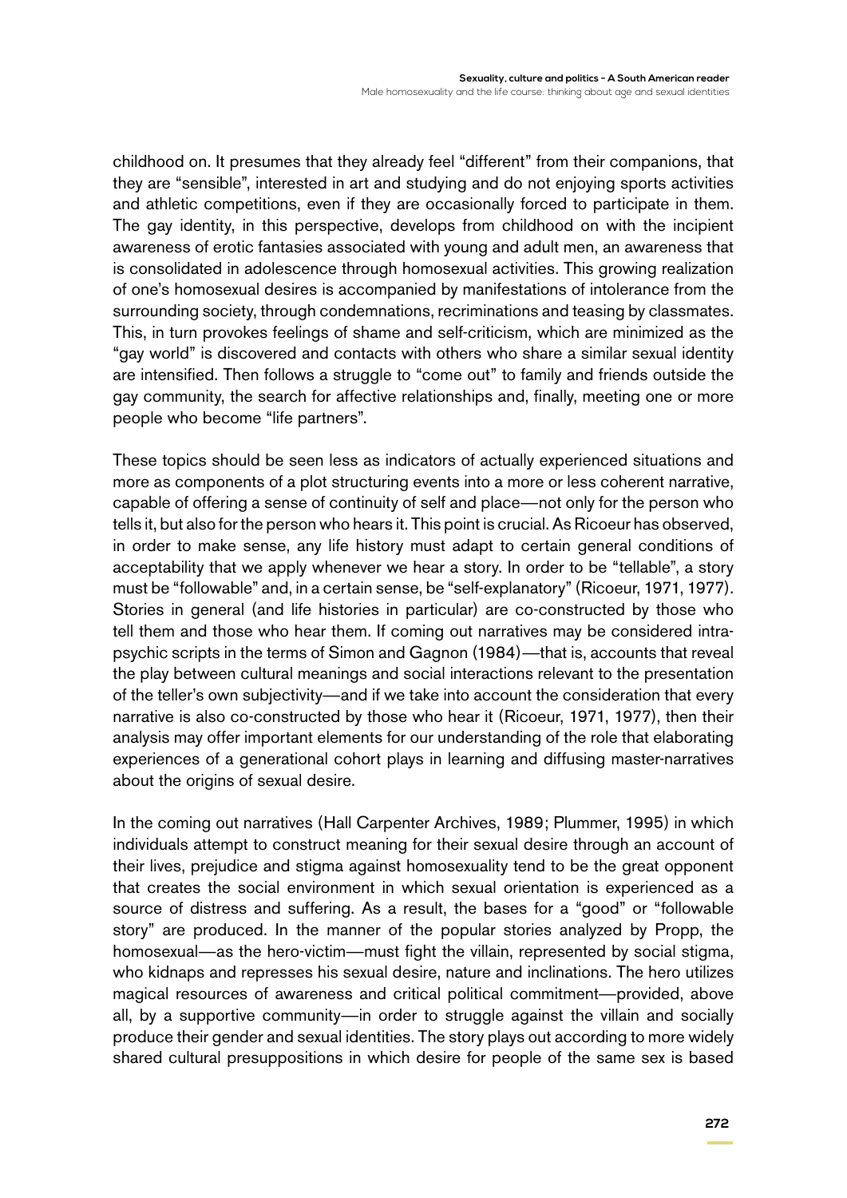childhood on. It presumes that they already feel "different" from their companions, that they are "sensible", interested in art and studying and do not enjoying sports activities and athletic competitions, even if they are occasionally forced to participate in them. The gay identity, in this perspective, develops from childhood on with the incipient awareness of erotic fantasies associated with young and adult men, an awareness that is consolidated in adolescence through homosexual activities. This growing realization of one's homosexual desires is accompanied by manifestations of intolerance from the surrounding society, through condemnations, recriminations and teasing by classmates. This, in turn provokes feelings of shame and self-criticism, which are minimized as the "gay world" is discovered and contacts with others who share a similar sexual identity are intensified. Then follows a struggle to "come out" to family and friends outside the gay community, the search for affective relationships and, finally, meeting one or more people who become "life partners".

These topics should be seen less as indicators of actually experienced situations and more as components of a plot structuring events into a more or less coherent narrative, capable of offering a sense of continuity of self and place—not only for the person who tells it, but also for the person who hears it. This point is crucial. As Ricoeur has observed, in order to make sense, any life history must adapt to certain general conditions of acceptability that we apply whenever we hear a story. In order to be "tellable", a story must be "followable" and, in a certain sense, be "self-explanatory" (Ricoeur, 1971, 1977). Stories in general (and life histories in particular) are co-constructed by those who tell them and those who hear them. If coming out narratives may be considered intra-psychic scripts in the terms of Simon and Gagnon (1984)—that is, accounts that reveal the play between cultural meanings and social interactions relevant to the presentation of the teller's own subjectivity—and if we take into account the consideration that every narrative is also co-constructed by those who hear it (Ricoeur, 1971, 1977), then their analysis may offer important elements for our understanding of the role that elaborating experiences of a generational cohort plays in learning and diffusing master-narratives about the origins of sexual desire.

In the coming out narratives (Hall Carpenter Archives, 1989; Plummer, 1995) in which individuals attempt to construct meaning for their sexual desire through an account of their lives, prejudice and stigma against homosexuality tend to be the great opponent that creates the social environment in which sexual orientation is experienced as a source of distress and suffering. As a result, the bases for a "good" or "followable story" are produced. In the manner of the popular stories analyzed by Propp, the homosexual—as the hero-victim—must fight the villain, represented by social stigma, who kidnaps and represses his sexual desire, nature and inclinations. The hero utilizes magical resources of awareness and critical political commitment—provided, above all, by a supportive community—in order to struggle against the villain and socially produce their gender and sexual identities. The story plays out according to more widely shared cultural presuppositions in which desire for people of the same sex is based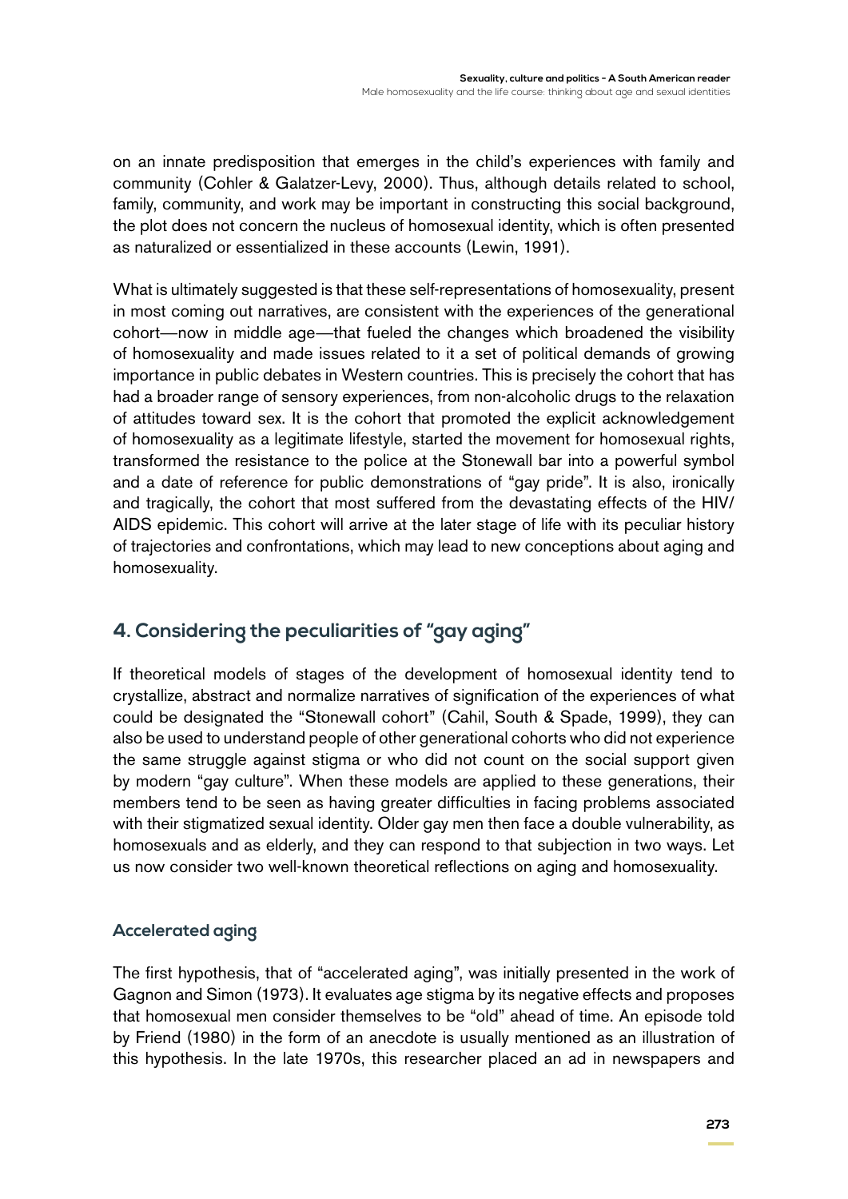on an innate predisposition that emerges in the child's experiences with family and community (Cohler & Galatzer-Levy, 2000). Thus, although details related to school, family, community, and work may be important in constructing this social background, the plot does not concern the nucleus of homosexual identity, which is often presented as naturalized or essentialized in these accounts (Lewin, 1991).

What is ultimately suggested is that these self-representations of homosexuality, present in most coming out narratives, are consistent with the experiences of the generational cohort—now in middle age—that fueled the changes which broadened the visibility of homosexuality and made issues related to it a set of political demands of growing importance in public debates in Western countries. This is precisely the cohort that has had a broader range of sensory experiences, from non-alcoholic drugs to the relaxation of attitudes toward sex. It is the cohort that promoted the explicit acknowledgement of homosexuality as a legitimate lifestyle, started the movement for homosexual rights, transformed the resistance to the police at the Stonewall bar into a powerful symbol and a date of reference for public demonstrations of "gay pride". It is also, ironically and tragically, the cohort that most suffered from the devastating effects of the HIV/AIDS epidemic. This cohort will arrive at the later stage of life with its peculiar history of trajectories and confrontations, which may lead to new conceptions about aging and homosexuality.

## 4. Considering the peculiarities of "gay aging"

If theoretical models of stages of the development of homosexual identity tend to crystallize, abstract and normalize narratives of signification of the experiences of what could be designated the "Stonewall cohort" (Cahil, South & Spade, 1999), they can also be used to understand people of other generational cohorts who did not experience the same struggle against stigma or who did not count on the social support given by modern "gay culture". When these models are applied to these generations, their members tend to be seen as having greater difficulties in facing problems associated with their stigmatized sexual identity. Older gay men then face a double vulnerability, as homosexuals and as elderly, and they can respond to that subjection in two ways. Let us now consider two well-known theoretical reflections on aging and homosexuality.

### Accelerated aging

The first hypothesis, that of "accelerated aging", was initially presented in the work of Gagnon and Simon (1973). It evaluates age stigma by its negative effects and proposes that homosexual men consider themselves to be "old" ahead of time. An episode told by Friend (1980) in the form of an anecdote is usually mentioned as an illustration of this hypothesis. In the late 1970s, this researcher placed an ad in newspapers and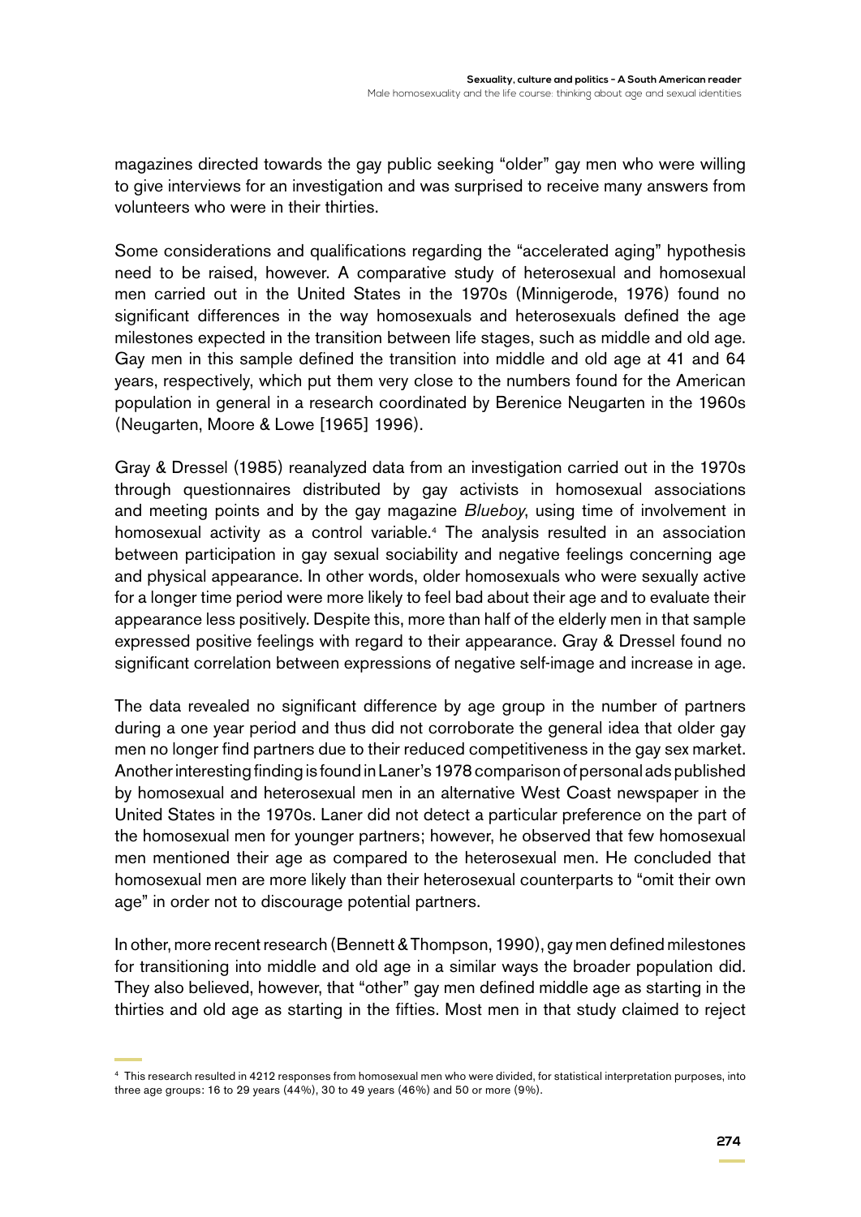magazines directed towards the gay public seeking "older" gay men who were willing to give interviews for an investigation and was surprised to receive many answers from volunteers who were in their thirties.

Some considerations and qualifications regarding the "accelerated aging" hypothesis need to be raised, however. A comparative study of heterosexual and homosexual men carried out in the United States in the 1970s (Minnigerode, 1976) found no significant differences in the way homosexuals and heterosexuals defined the age milestones expected in the transition between life stages, such as middle and old age. Gay men in this sample defined the transition into middle and old age at 41 and 64 years, respectively, which put them very close to the numbers found for the American population in general in a research coordinated by Berenice Neugarten in the 1960s (Neugarten, Moore & Lowe [1965] 1996).

Gray & Dressel (1985) reanalyzed data from an investigation carried out in the 1970s through questionnaires distributed by gay activists in homosexual associations and meeting points and by the gay magazine *Blueboy*, using time of involvement in homosexual activity as a control variable.[4] The analysis resulted in an association between participation in gay sexual sociability and negative feelings concerning age and physical appearance. In other words, older homosexuals who were sexually active for a longer time period were more likely to feel bad about their age and to evaluate their appearance less positively. Despite this, more than half of the elderly men in that sample expressed positive feelings with regard to their appearance. Gray & Dressel found no significant correlation between expressions of negative self-image and increase in age.

The data revealed no significant difference by age group in the number of partners during a one year period and thus did not corroborate the general idea that older gay men no longer find partners due to their reduced competitiveness in the gay sex market. Another interesting finding is found in Laner's 1978 comparison of personal ads published by homosexual and heterosexual men in an alternative West Coast newspaper in the United States in the 1970s. Laner did not detect a particular preference on the part of the homosexual men for younger partners; however, he observed that few homosexual men mentioned their age as compared to the heterosexual men. He concluded that homosexual men are more likely than their heterosexual counterparts to "omit their own age" in order not to discourage potential partners.

In other, more recent research (Bennett & Thompson, 1990), gay men defined milestones for transitioning into middle and old age in a similar ways the broader population did. They also believed, however, that "other" gay men defined middle age as starting in the thirties and old age as starting in the fifties. Most men in that study claimed to reject

[4] This research resulted in 4212 responses from homosexual men who were divided, for statistical interpretation purposes, into three age groups: 16 to 29 years (44%), 30 to 49 years (46%) and 50 or more (9%).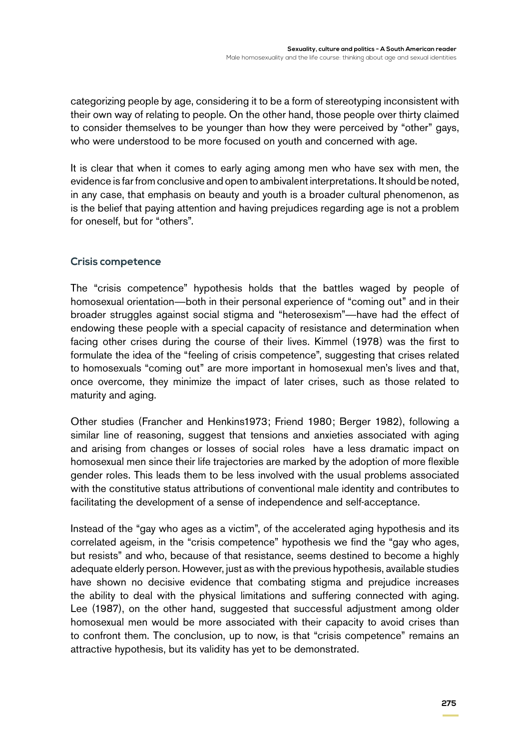categorizing people by age, considering it to be a form of stereotyping inconsistent with their own way of relating to people. On the other hand, those people over thirty claimed to consider themselves to be younger than how they were perceived by "other" gays, who were understood to be more focused on youth and concerned with age.

It is clear that when it comes to early aging among men who have sex with men, the evidence is far from conclusive and open to ambivalent interpretations. It should be noted, in any case, that emphasis on beauty and youth is a broader cultural phenomenon, as is the belief that paying attention and having prejudices regarding age is not a problem for oneself, but for "others".

## Crisis competence

The "crisis competence" hypothesis holds that the battles waged by people of homosexual orientation—both in their personal experience of "coming out" and in their broader struggles against social stigma and "heterosexism"—have had the effect of endowing these people with a special capacity of resistance and determination when facing other crises during the course of their lives. Kimmel (1978) was the first to formulate the idea of the "feeling of crisis competence", suggesting that crises related to homosexuals "coming out" are more important in homosexual men's lives and that, once overcome, they minimize the impact of later crises, such as those related to maturity and aging.

Other studies (Francher and Henkins1973; Friend 1980; Berger 1982), following a similar line of reasoning, suggest that tensions and anxieties associated with aging and arising from changes or losses of social roles have a less dramatic impact on homosexual men since their life trajectories are marked by the adoption of more flexible gender roles. This leads them to be less involved with the usual problems associated with the constitutive status attributions of conventional male identity and contributes to facilitating the development of a sense of independence and self-acceptance.

Instead of the "gay who ages as a victim", of the accelerated aging hypothesis and its correlated ageism, in the "crisis competence" hypothesis we find the "gay who ages, but resists" and who, because of that resistance, seems destined to become a highly adequate elderly person. However, just as with the previous hypothesis, available studies have shown no decisive evidence that combating stigma and prejudice increases the ability to deal with the physical limitations and suffering connected with aging. Lee (1987), on the other hand, suggested that successful adjustment among older homosexual men would be more associated with their capacity to avoid crises than to confront them. The conclusion, up to now, is that "crisis competence" remains an attractive hypothesis, but its validity has yet to be demonstrated.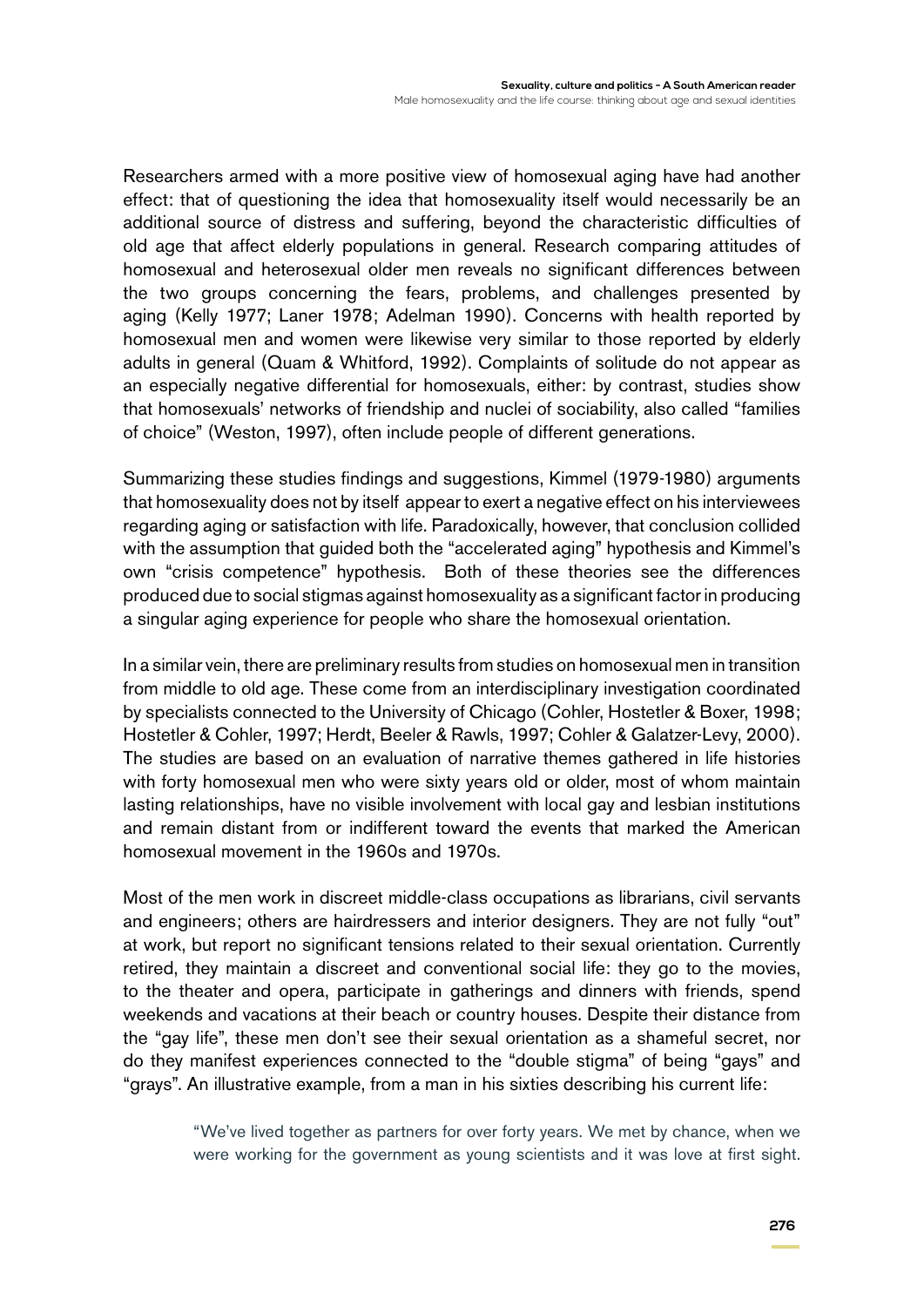Researchers armed with a more positive view of homosexual aging have had another effect: that of questioning the idea that homosexuality itself would necessarily be an additional source of distress and suffering, beyond the characteristic difficulties of old age that affect elderly populations in general. Research comparing attitudes of homosexual and heterosexual older men reveals no significant differences between the two groups concerning the fears, problems, and challenges presented by aging (Kelly 1977; Laner 1978; Adelman 1990). Concerns with health reported by homosexual men and women were likewise very similar to those reported by elderly adults in general (Quam & Whitford, 1992). Complaints of solitude do not appear as an especially negative differential for homosexuals, either: by contrast, studies show that homosexuals' networks of friendship and nuclei of sociability, also called "families of choice" (Weston, 1997), often include people of different generations.

Summarizing these studies findings and suggestions, Kimmel (1979-1980) arguments that homosexuality does not by itself appear to exert a negative effect on his interviewees regarding aging or satisfaction with life. Paradoxically, however, that conclusion collided with the assumption that guided both the "accelerated aging" hypothesis and Kimmel's own "crisis competence" hypothesis. Both of these theories see the differences produced due to social stigmas against homosexuality as a significant factor in producing a singular aging experience for people who share the homosexual orientation.

In a similar vein, there are preliminary results from studies on homosexual men in transition from middle to old age. These come from an interdisciplinary investigation coordinated by specialists connected to the University of Chicago (Cohler, Hostetler & Boxer, 1998; Hostetler & Cohler, 1997; Herdt, Beeler & Rawls, 1997; Cohler & Galatzer-Levy, 2000). The studies are based on an evaluation of narrative themes gathered in life histories with forty homosexual men who were sixty years old or older, most of whom maintain lasting relationships, have no visible involvement with local gay and lesbian institutions and remain distant from or indifferent toward the events that marked the American homosexual movement in the 1960s and 1970s.

Most of the men work in discreet middle-class occupations as librarians, civil servants and engineers; others are hairdressers and interior designers. They are not fully "out" at work, but report no significant tensions related to their sexual orientation. Currently retired, they maintain a discreet and conventional social life: they go to the movies, to the theater and opera, participate in gatherings and dinners with friends, spend weekends and vacations at their beach or country houses. Despite their distance from the "gay life", these men don't see their sexual orientation as a shameful secret, nor do they manifest experiences connected to the "double stigma" of being "gays" and "grays". An illustrative example, from a man in his sixties describing his current life:

> "We've lived together as partners for over forty years. We met by chance, when we were working for the government as young scientists and it was love at first sight.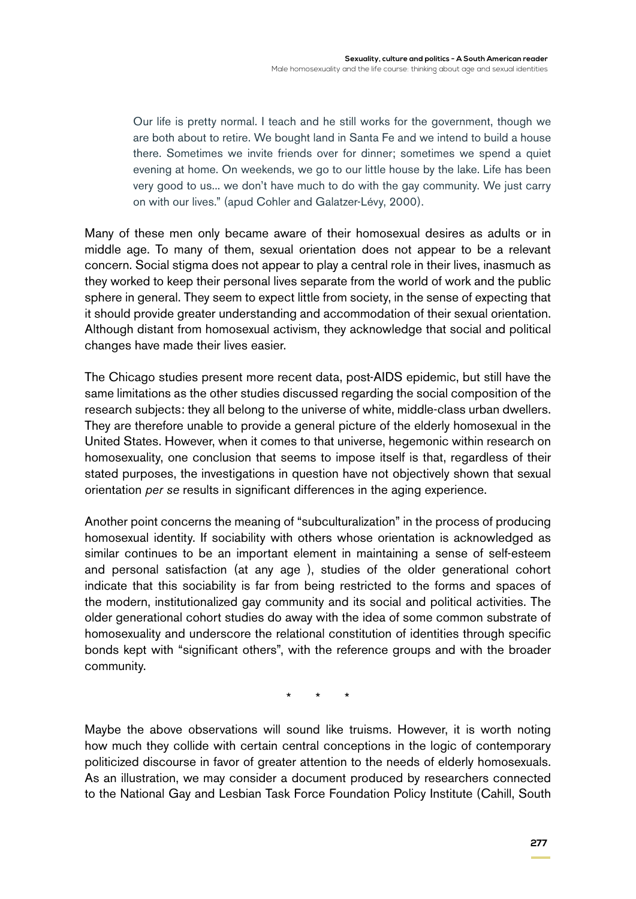> Our life is pretty normal. I teach and he still works for the government, though we are both about to retire. We bought land in Santa Fe and we intend to build a house there. Sometimes we invite friends over for dinner; sometimes we spend a quiet evening at home. On weekends, we go to our little house by the lake. Life has been very good to us... we don't have much to do with the gay community. We just carry on with our lives." (apud Cohler and Galatzer-Lévy, 2000).

Many of these men only became aware of their homosexual desires as adults or in middle age. To many of them, sexual orientation does not appear to be a relevant concern. Social stigma does not appear to play a central role in their lives, inasmuch as they worked to keep their personal lives separate from the world of work and the public sphere in general. They seem to expect little from society, in the sense of expecting that it should provide greater understanding and accommodation of their sexual orientation. Although distant from homosexual activism, they acknowledge that social and political changes have made their lives easier.

The Chicago studies present more recent data, post-AIDS epidemic, but still have the same limitations as the other studies discussed regarding the social composition of the research subjects: they all belong to the universe of white, middle-class urban dwellers. They are therefore unable to provide a general picture of the elderly homosexual in the United States. However, when it comes to that universe, hegemonic within research on homosexuality, one conclusion that seems to impose itself is that, regardless of their stated purposes, the investigations in question have not objectively shown that sexual orientation *per se* results in significant differences in the aging experience.

Another point concerns the meaning of "subculturalization" in the process of producing homosexual identity. If sociability with others whose orientation is acknowledged as similar continues to be an important element in maintaining a sense of self-esteem and personal satisfaction (at any age ), studies of the older generational cohort indicate that this sociability is far from being restricted to the forms and spaces of the modern, institutionalized gay community and its social and political activities. The older generational cohort studies do away with the idea of some common substrate of homosexuality and underscore the relational constitution of identities through specific bonds kept with "significant others", with the reference groups and with the broader community.

\* \* \*

Maybe the above observations will sound like truisms. However, it is worth noting how much they collide with certain central conceptions in the logic of contemporary politicized discourse in favor of greater attention to the needs of elderly homosexuals. As an illustration, we may consider a document produced by researchers connected to the National Gay and Lesbian Task Force Foundation Policy Institute (Cahill, South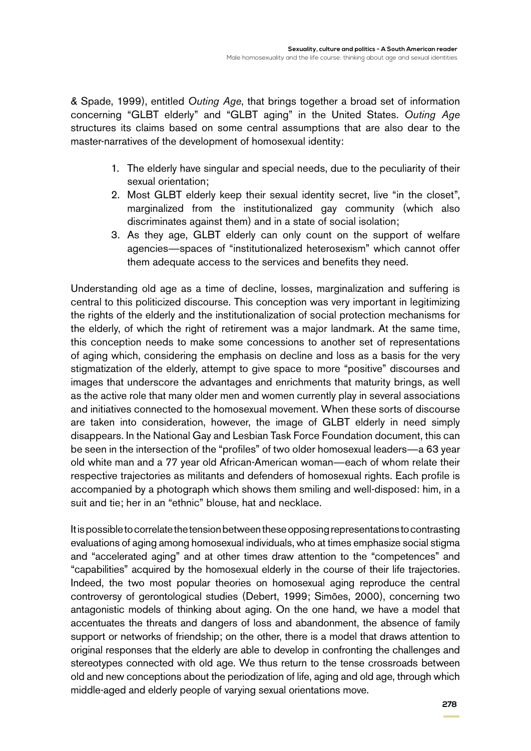& Spade, 1999), entitled *Outing Age*, that brings together a broad set of information concerning "GLBT elderly" and "GLBT aging" in the United States. *Outing Age* structures its claims based on some central assumptions that are also dear to the master-narratives of the development of homosexual identity:

1. The elderly have singular and special needs, due to the peculiarity of their sexual orientation;
2. Most GLBT elderly keep their sexual identity secret, live "in the closet", marginalized from the institutionalized gay community (which also discriminates against them) and in a state of social isolation;
3. As they age, GLBT elderly can only count on the support of welfare agencies—spaces of "institutionalized heterosexism" which cannot offer them adequate access to the services and benefits they need.

Understanding old age as a time of decline, losses, marginalization and suffering is central to this politicized discourse. This conception was very important in legitimizing the rights of the elderly and the institutionalization of social protection mechanisms for the elderly, of which the right of retirement was a major landmark. At the same time, this conception needs to make some concessions to another set of representations of aging which, considering the emphasis on decline and loss as a basis for the very stigmatization of the elderly, attempt to give space to more "positive" discourses and images that underscore the advantages and enrichments that maturity brings, as well as the active role that many older men and women currently play in several associations and initiatives connected to the homosexual movement. When these sorts of discourse are taken into consideration, however, the image of GLBT elderly in need simply disappears. In the National Gay and Lesbian Task Force Foundation document, this can be seen in the intersection of the "profiles" of two older homosexual leaders—a 63 year old white man and a 77 year old African-American woman—each of whom relate their respective trajectories as militants and defenders of homosexual rights. Each profile is accompanied by a photograph which shows them smiling and well-disposed: him, in a suit and tie; her in an "ethnic" blouse, hat and necklace.

It is possible to correlate the tension between these opposing representations to contrasting evaluations of aging among homosexual individuals, who at times emphasize social stigma and "accelerated aging" and at other times draw attention to the "competences" and "capabilities" acquired by the homosexual elderly in the course of their life trajectories. Indeed, the two most popular theories on homosexual aging reproduce the central controversy of gerontological studies (Debert, 1999; Simões, 2000), concerning two antagonistic models of thinking about aging. On the one hand, we have a model that accentuates the threats and dangers of loss and abandonment, the absence of family support or networks of friendship; on the other, there is a model that draws attention to original responses that the elderly are able to develop in confronting the challenges and stereotypes connected with old age. We thus return to the tense crossroads between old and new conceptions about the periodization of life, aging and old age, through which middle-aged and elderly people of varying sexual orientations move.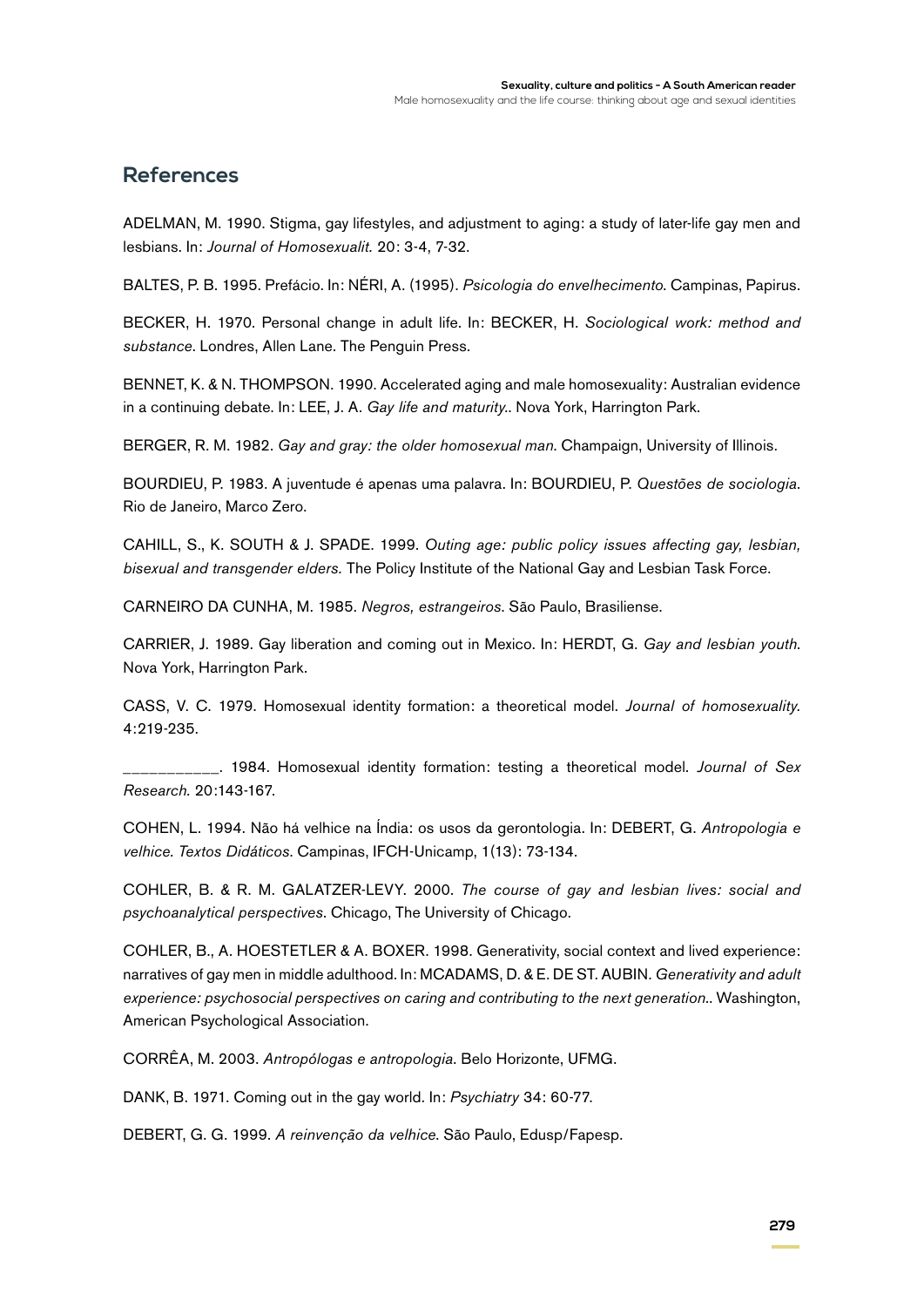## References

ADELMAN, M. 1990. Stigma, gay lifestyles, and adjustment to aging: a study of later-life gay men and lesbians. In: *Journal of Homosexualit.* 20: 3-4, 7-32.

BALTES, P. B. 1995. Prefácio. In: NÉRI, A. (1995). *Psicologia do envelhecimento*. Campinas, Papirus.

BECKER, H. 1970. Personal change in adult life. In: BECKER, H. *Sociological work: method and substance*. Londres, Allen Lane. The Penguin Press.

BENNET, K. & N. THOMPSON. 1990. Accelerated aging and male homosexuality: Australian evidence in a continuing debate. In: LEE, J. A. *Gay life and maturity.*. Nova York, Harrington Park.

BERGER, R. M. 1982. *Gay and gray: the older homosexual man*. Champaign, University of Illinois.

BOURDIEU, P. 1983. A juventude é apenas uma palavra. In: BOURDIEU, P. *Questões de sociologia*. Rio de Janeiro, Marco Zero.

CAHILL, S., K. SOUTH & J. SPADE. 1999. *Outing age: public policy issues affecting gay, lesbian, bisexual and transgender elders.* The Policy Institute of the National Gay and Lesbian Task Force.

CARNEIRO DA CUNHA, M. 1985. *Negros, estrangeiros*. São Paulo, Brasiliense.

CARRIER, J. 1989. Gay liberation and coming out in Mexico. In: HERDT, G. *Gay and lesbian youth*. Nova York, Harrington Park.

CASS, V. C. 1979. Homosexual identity formation: a theoretical model. *Journal of homosexuality.* 4:219-235.

___________. 1984. Homosexual identity formation: testing a theoretical model. *Journal of Sex Research.* 20:143-167.

COHEN, L. 1994. Não há velhice na Índia: os usos da gerontologia. In: DEBERT, G. *Antropologia e velhice. Textos Didáticos*. Campinas, IFCH-Unicamp, 1(13): 73-134.

COHLER, B. & R. M. GALATZER-LEVY. 2000. *The course of gay and lesbian lives: social and psychoanalytical perspectives*. Chicago, The University of Chicago.

COHLER, B., A. HOESTETLER & A. BOXER. 1998. Generativity, social context and lived experience: narratives of gay men in middle adulthood. In: MCADAMS, D. & E. DE ST. AUBIN. *Generativity and adult experience: psychosocial perspectives on caring and contributing to the next generation.*. Washington, American Psychological Association.

CORRÊA, M. 2003. *Antropólogas e antropologia*. Belo Horizonte, UFMG.

DANK, B. 1971. Coming out in the gay world. In: *Psychiatry* 34: 60-77.

DEBERT, G. G. 1999. *A reinvenção da velhice*. São Paulo, Edusp/Fapesp.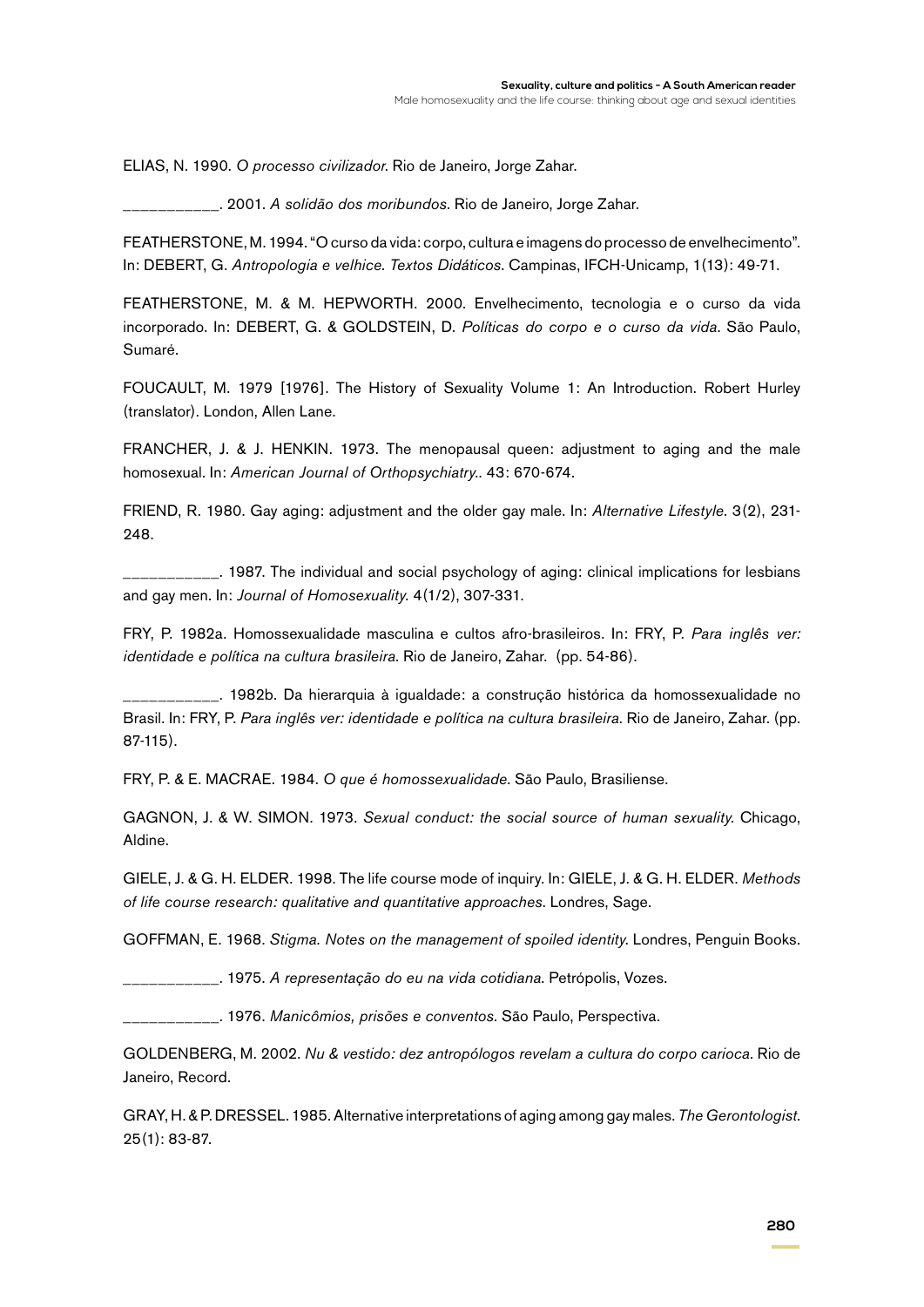ELIAS, N. 1990. *O processo civilizador*. Rio de Janeiro, Jorge Zahar.

___________. 2001. *A solidão dos moribundos*. Rio de Janeiro, Jorge Zahar.

FEATHERSTONE, M. 1994. "O curso da vida: corpo, cultura e imagens do processo de envelhecimento". In: DEBERT, G. *Antropologia e velhice. Textos Didáticos*. Campinas, IFCH-Unicamp, 1(13): 49-71.

FEATHERSTONE, M. & M. HEPWORTH. 2000. Envelhecimento, tecnologia e o curso da vida incorporado. In: DEBERT, G. & GOLDSTEIN, D. *Políticas do corpo e o curso da vida*. São Paulo, Sumaré.

FOUCAULT, M. 1979 [1976]. The History of Sexuality Volume 1: An Introduction. Robert Hurley (translator). London, Allen Lane.

FRANCHER, J. & J. HENKIN. 1973. The menopausal queen: adjustment to aging and the male homosexual. In: *American Journal of Orthopsychiatry.*. 43: 670-674.

FRIEND, R. 1980. Gay aging: adjustment and the older gay male. In: *Alternative Lifestyle*. 3(2), 231-248.

___________. 1987. The individual and social psychology of aging: clinical implications for lesbians and gay men. In: *Journal of Homosexuality*. 4(1/2), 307-331.

FRY, P. 1982a. Homossexualidade masculina e cultos afro-brasileiros. In: FRY, P. *Para inglês ver: identidade e política na cultura brasileira*. Rio de Janeiro, Zahar. (pp. 54-86).

___________. 1982b. Da hierarquia à igualdade: a construção histórica da homossexualidade no Brasil. In: FRY, P. *Para inglês ver: identidade e política na cultura brasileira*. Rio de Janeiro, Zahar. (pp. 87-115).

FRY, P. & E. MACRAE. 1984. *O que é homossexualidade*. São Paulo, Brasiliense.

GAGNON, J. & W. SIMON. 1973. *Sexual conduct: the social source of human sexuality*. Chicago, Aldine.

GIELE, J. & G. H. ELDER. 1998. The life course mode of inquiry. In: GIELE, J. & G. H. ELDER. *Methods of life course research: qualitative and quantitative approaches*. Londres, Sage.

GOFFMAN, E. 1968. *Stigma. Notes on the management of spoiled identity*. Londres, Penguin Books.

___________. 1975. *A representação do eu na vida cotidiana*. Petrópolis, Vozes.

___________. 1976. *Manicômios, prisões e conventos*. São Paulo, Perspectiva.

GOLDENBERG, M. 2002. *Nu & vestido: dez antropólogos revelam a cultura do corpo carioca*. Rio de Janeiro, Record.

GRAY, H. & P. DRESSEL. 1985. Alternative interpretations of aging among gay males. *The Gerontologist*. 25(1): 83-87.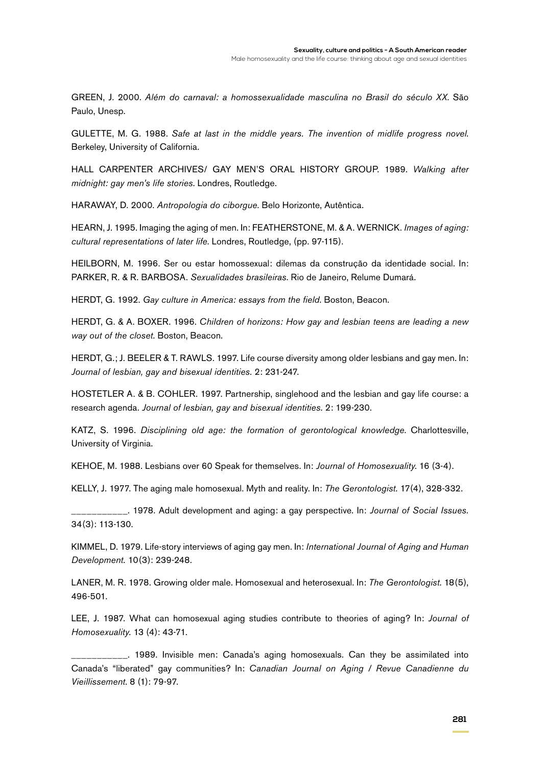GREEN, J. 2000. *Além do carnaval: a homossexualidade masculina no Brasil do século XX*. São Paulo, Unesp.

GULETTE, M. G. 1988. *Safe at last in the middle years. The invention of midlife progress novel*. Berkeley, University of California.

HALL CARPENTER ARCHIVES/ GAY MEN'S ORAL HISTORY GROUP. 1989. *Walking after midnight: gay men's life stories*. Londres, Routledge.

HARAWAY, D. 2000. *Antropologia do ciborgue*. Belo Horizonte, Autêntica.

HEARN, J. 1995. Imaging the aging of men. In: FEATHERSTONE, M. & A. WERNICK. *Images of aging: cultural representations of later life*. Londres, Routledge, (pp. 97-115).

HEILBORN, M. 1996. Ser ou estar homossexual: dilemas da construção da identidade social. In: PARKER, R. & R. BARBOSA. *Sexualidades brasileiras*. Rio de Janeiro, Relume Dumará.

HERDT, G. 1992. *Gay culture in America: essays from the field*. Boston, Beacon.

HERDT, G. & A. BOXER. 1996. *Children of horizons: How gay and lesbian teens are leading a new way out of the closet*. Boston, Beacon.

HERDT, G.; J. BEELER & T. RAWLS. 1997. Life course diversity among older lesbians and gay men. In: *Journal of lesbian, gay and bisexual identities*. 2: 231-247.

HOSTETLER A. & B. COHLER. 1997. Partnership, singlehood and the lesbian and gay life course: a research agenda. *Journal of lesbian, gay and bisexual identities*. 2: 199-230.

KATZ, S. 1996. *Disciplining old age: the formation of gerontological knowledge*. Charlottesville, University of Virginia.

KEHOE, M. 1988. Lesbians over 60 Speak for themselves. In: *Journal of Homosexuality*. 16 (3-4).

KELLY, J. 1977. The aging male homosexual. Myth and reality. In: *The Gerontologist*. 17(4), 328-332.

___________. 1978. Adult development and aging: a gay perspective. In: *Journal of Social Issues*. 34(3): 113-130.

KIMMEL, D. 1979. Life-story interviews of aging gay men. In: *International Journal of Aging and Human Development*. 10(3): 239-248.

LANER, M. R. 1978. Growing older male. Homosexual and heterosexual. In: *The Gerontologist*. 18(5), 496-501.

LEE, J. 1987. What can homosexual aging studies contribute to theories of aging? In: *Journal of Homosexuality*. 13 (4): 43-71.

___________. 1989. Invisible men: Canada's aging homosexuals. Can they be assimilated into Canada's "liberated" gay communities? In: *Canadian Journal on Aging / Revue Canadienne du Vieillissement*. 8 (1): 79-97.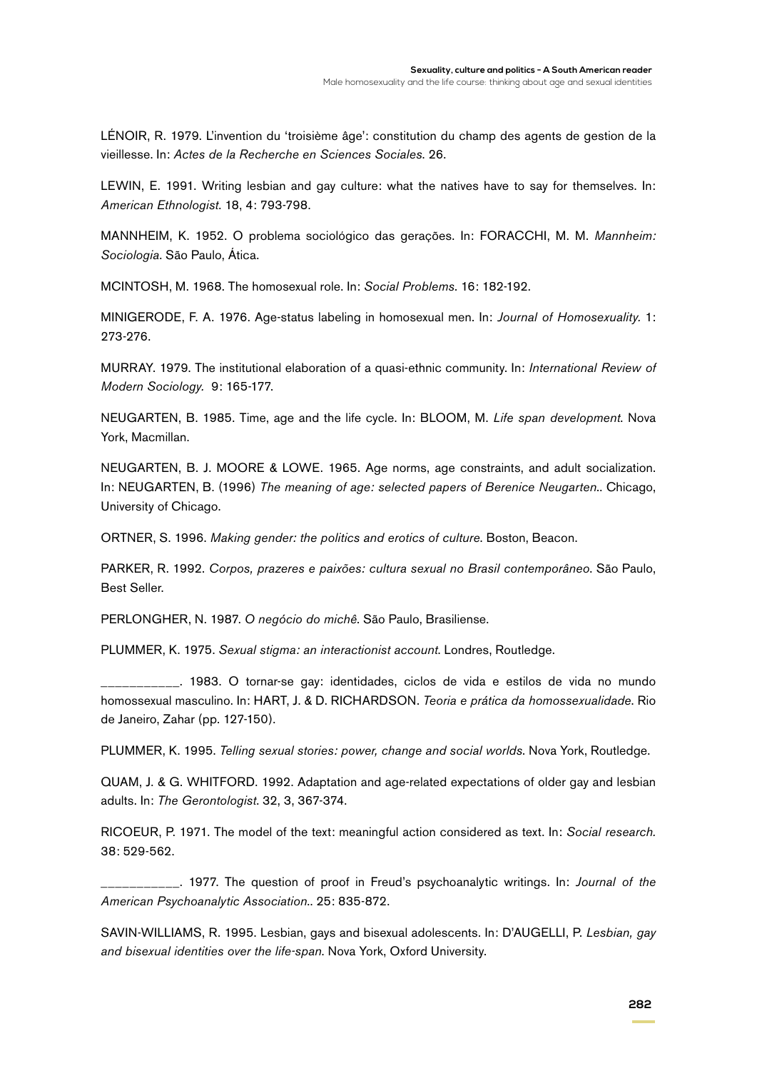LÉNOIR, R. 1979. L'invention du 'troisième âge': constitution du champ des agents de gestion de la vieillesse. In: *Actes de la Recherche en Sciences Sociales*. 26.

LEWIN, E. 1991. Writing lesbian and gay culture: what the natives have to say for themselves. In: *American Ethnologist*. 18, 4: 793-798.

MANNHEIM, K. 1952. O problema sociológico das gerações. In: FORACCHI, M. M. *Mannheim: Sociologia*. São Paulo, Ática.

MCINTOSH, M. 1968. The homosexual role. In: *Social Problems*. 16: 182-192.

MINIGERODE, F. A. 1976. Age-status labeling in homosexual men. In: *Journal of Homosexuality.* 1: 273-276.

MURRAY. 1979. The institutional elaboration of a quasi-ethnic community. In: *International Review of Modern Sociology.* 9: 165-177.

NEUGARTEN, B. 1985. Time, age and the life cycle. In: BLOOM, M. *Life span development*. Nova York, Macmillan.

NEUGARTEN, B. J. MOORE & LOWE. 1965. Age norms, age constraints, and adult socialization. In: NEUGARTEN, B. (1996) *The meaning of age: selected papers of Berenice Neugarten.*. Chicago, University of Chicago.

ORTNER, S. 1996. *Making gender: the politics and erotics of culture*. Boston, Beacon.

PARKER, R. 1992. *Corpos, prazeres e paixões: cultura sexual no Brasil contemporâneo*. São Paulo, Best Seller.

PERLONGHER, N. 1987. *O negócio do michê*. São Paulo, Brasiliense.

PLUMMER, K. 1975. *Sexual stigma: an interactionist account*. Londres, Routledge.

___________. 1983. O tornar-se gay: identidades, ciclos de vida e estilos de vida no mundo homossexual masculino. In: HART, J. & D. RICHARDSON. *Teoria e prática da homossexualidade*. Rio de Janeiro, Zahar (pp. 127-150).

PLUMMER, K. 1995. *Telling sexual stories: power, change and social worlds*. Nova York, Routledge.

QUAM, J. & G. WHITFORD. 1992. Adaptation and age-related expectations of older gay and lesbian adults. In: *The Gerontologist*. 32, 3, 367-374.

RICOEUR, P. 1971. The model of the text: meaningful action considered as text. In: *Social research.* 38: 529-562.

___________. 1977. The question of proof in Freud's psychoanalytic writings. In: *Journal of the American Psychoanalytic Association.*. 25: 835-872.

SAVIN-WILLIAMS, R. 1995. Lesbian, gays and bisexual adolescents. In: D'AUGELLI, P. *Lesbian, gay and bisexual identities over the life-span*. Nova York, Oxford University.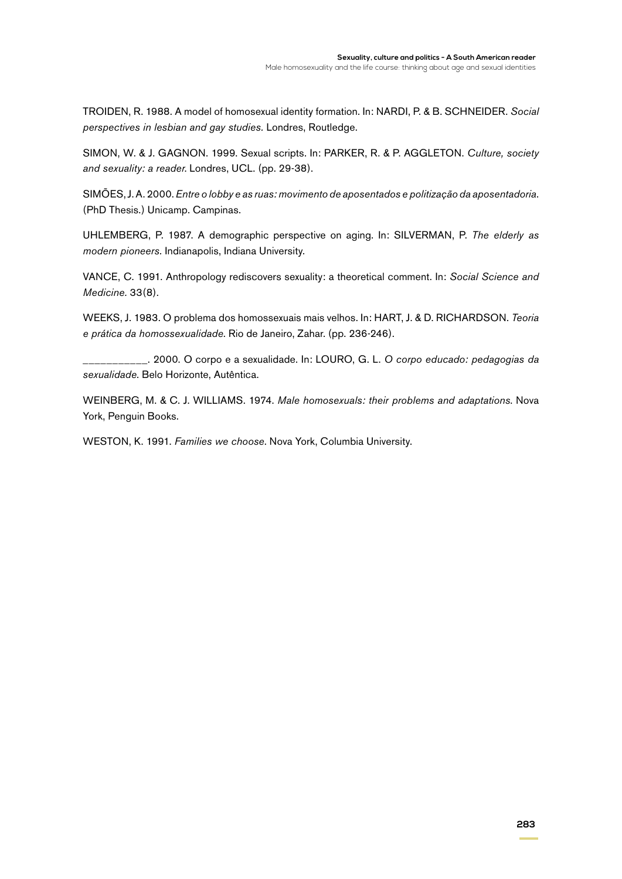TROIDEN, R. 1988. A model of homosexual identity formation. In: NARDI, P. & B. SCHNEIDER. *Social perspectives in lesbian and gay studies.* Londres, Routledge.

SIMON, W. & J. GAGNON. 1999. Sexual scripts. In: PARKER, R. & P. AGGLETON. *Culture, society and sexuality: a reader.* Londres, UCL. (pp. 29-38).

SIMÕES, J. A. 2000. *Entre o lobby e as ruas: movimento de aposentados e politização da aposentadoria*. (PhD Thesis.) Unicamp. Campinas.

UHLEMBERG, P. 1987. A demographic perspective on aging. In: SILVERMAN, P. *The elderly as modern pioneers.* Indianapolis, Indiana University.

VANCE, C. 1991. Anthropology rediscovers sexuality: a theoretical comment. In: *Social Science and Medicine.* 33(8).

WEEKS, J. 1983. O problema dos homossexuais mais velhos. In: HART, J. & D. RICHARDSON. *Teoria e prática da homossexualidade*. Rio de Janeiro, Zahar. (pp. 236-246).

___________. 2000. O corpo e a sexualidade. In: LOURO, G. L. *O corpo educado: pedagogias da sexualidade*. Belo Horizonte, Autêntica.

WEINBERG, M. & C. J. WILLIAMS. 1974. *Male homosexuals: their problems and adaptations*. Nova York, Penguin Books.

WESTON, K. 1991. *Families we choose*. Nova York, Columbia University.